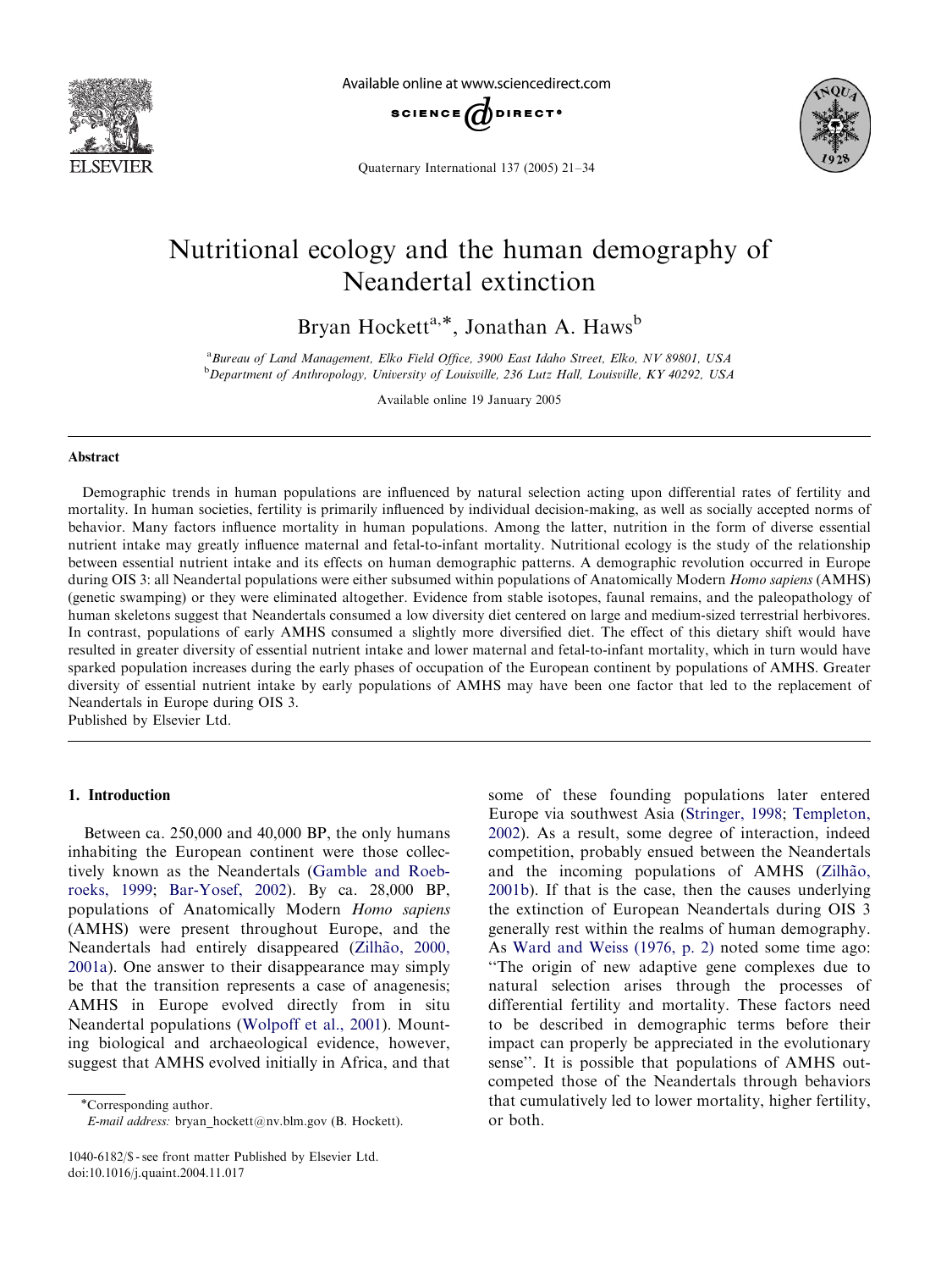# Nutritional ecology and the human demography of Neandertal extinction

Bryan Hockett[a,*], Jonathan A. Haws[b]

[a]Bureau of Land Management, Elko Field Office, 3900 East Idaho Street, Elko, NV 89801, USA
[b]Department of Anthropology, University of Louisville, 236 Lutz Hall, Louisville, KY 40292, USA

Available online 19 January 2005

## Abstract

Demographic trends in human populations are influenced by natural selection acting upon differential rates of fertility and mortality. In human societies, fertility is primarily influenced by individual decision-making, as well as socially accepted norms of behavior. Many factors influence mortality in human populations. Among the latter, nutrition in the form of diverse essential nutrient intake may greatly influence maternal and fetal-to-infant mortality. Nutritional ecology is the study of the relationship between essential nutrient intake and its effects on human demographic patterns. A demographic revolution occurred in Europe during OIS 3: all Neandertal populations were either subsumed within populations of Anatomically Modern *Homo sapiens* (AMHS) (genetic swamping) or they were eliminated altogether. Evidence from stable isotopes, faunal remains, and the paleopathology of human skeletons suggest that Neandertals consumed a low diversity diet centered on large and medium-sized terrestrial herbivores. In contrast, populations of early AMHS consumed a slightly more diversified diet. The effect of this dietary shift would have resulted in greater diversity of essential nutrient intake and lower maternal and fetal-to-infant mortality, which in turn would have sparked population increases during the early phases of occupation of the European continent by populations of AMHS. Greater diversity of essential nutrient intake by early populations of AMHS may have been one factor that led to the replacement of Neandertals in Europe during OIS 3.

Published by Elsevier Ltd.

## 1. Introduction

Between ca. 250,000 and 40,000 BP, the only humans inhabiting the European continent were those collectively known as the Neandertals (Gamble and Roebroeks, 1999; Bar-Yosef, 2002). By ca. 28,000 BP, populations of Anatomically Modern *Homo sapiens* (AMHS) were present throughout Europe, and the Neandertals had entirely disappeared (Zilhão, 2000, 2001a). One answer to their disappearance may simply be that the transition represents a case of anagenesis; AMHS in Europe evolved directly from in situ Neandertal populations (Wolpoff et al., 2001). Mounting biological and archaeological evidence, however, suggest that AMHS evolved initially in Africa, and that some of these founding populations later entered Europe via southwest Asia (Stringer, 1998; Templeton, 2002). As a result, some degree of interaction, indeed competition, probably ensued between the Neandertals and the incoming populations of AMHS (Zilhão, 2001b). If that is the case, then the causes underlying the extinction of European Neandertals during OIS 3 generally rest within the realms of human demography. As Ward and Weiss (1976, p. 2) noted some time ago: "The origin of new adaptive gene complexes due to natural selection arises through the processes of differential fertility and mortality. These factors need to be described in demographic terms before their impact can properly be appreciated in the evolutionary sense". It is possible that populations of AMHS outcompeted those of the Neandertals through behaviors that cumulatively led to lower mortality, higher fertility, or both.

*Corresponding author.
E-mail address: bryan_hockett@nv.blm.gov (B. Hockett).

1040-6182/$ - see front matter Published by Elsevier Ltd.
doi:10.1016/j.quaint.2004.11.017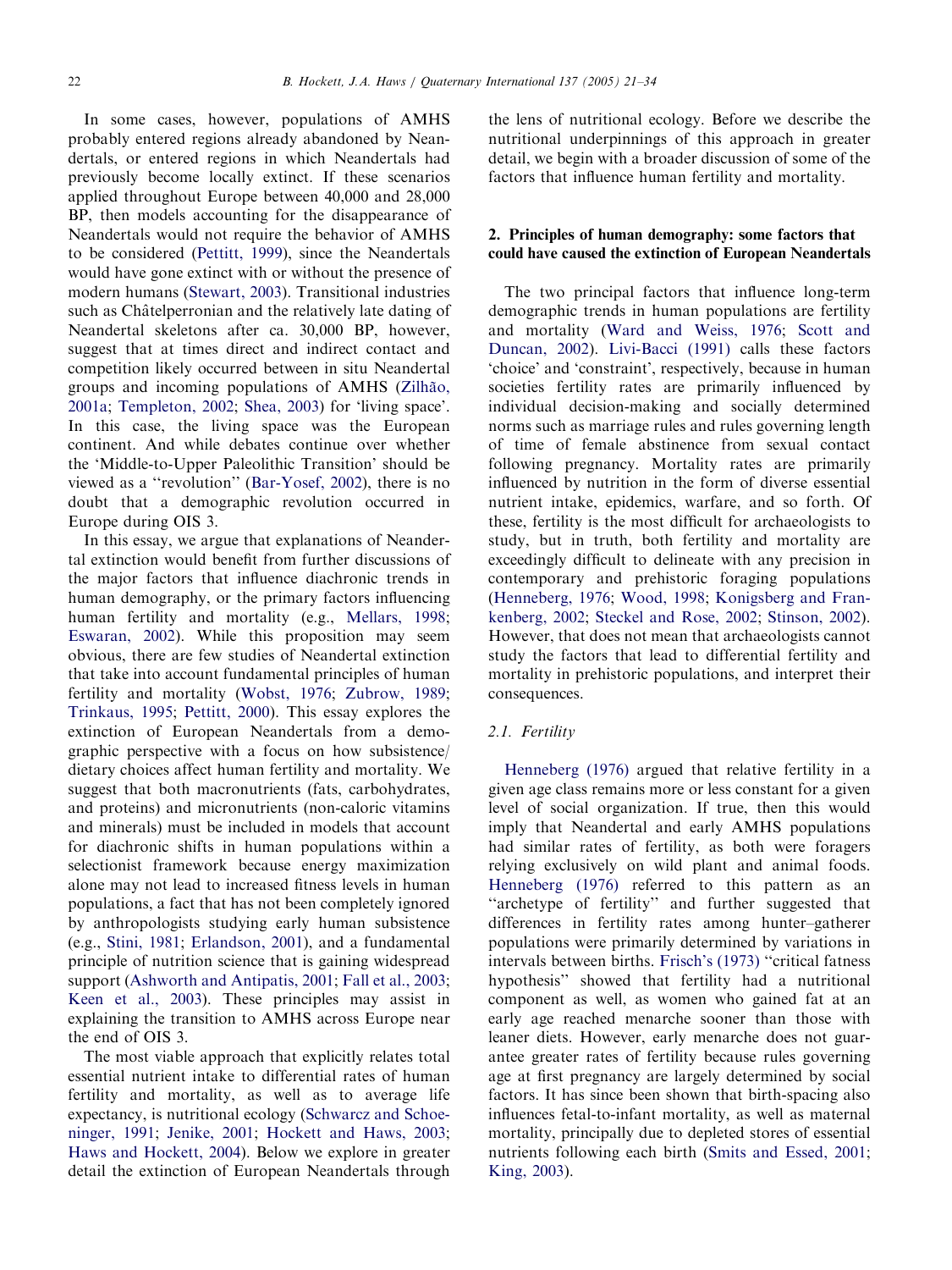In some cases, however, populations of AMHS probably entered regions already abandoned by Neandertals, or entered regions in which Neandertals had previously become locally extinct. If these scenarios applied throughout Europe between 40,000 and 28,000 BP, then models accounting for the disappearance of Neandertals would not require the behavior of AMHS to be considered (Pettitt, 1999), since the Neandertals would have gone extinct with or without the presence of modern humans (Stewart, 2003). Transitional industries such as Châtelperronian and the relatively late dating of Neandertal skeletons after ca. 30,000 BP, however, suggest that at times direct and indirect contact and competition likely occurred between in situ Neandertal groups and incoming populations of AMHS (Zilhão, 2001a; Templeton, 2002; Shea, 2003) for 'living space'. In this case, the living space was the European continent. And while debates continue over whether the 'Middle-to-Upper Paleolithic Transition' should be viewed as a "revolution" (Bar-Yosef, 2002), there is no doubt that a demographic revolution occurred in Europe during OIS 3.

In this essay, we argue that explanations of Neandertal extinction would benefit from further discussions of the major factors that influence diachronic trends in human demography, or the primary factors influencing human fertility and mortality (e.g., Mellars, 1998; Eswaran, 2002). While this proposition may seem obvious, there are few studies of Neandertal extinction that take into account fundamental principles of human fertility and mortality (Wobst, 1976; Zubrow, 1989; Trinkaus, 1995; Pettitt, 2000). This essay explores the extinction of European Neandertals from a demographic perspective with a focus on how subsistence/dietary choices affect human fertility and mortality. We suggest that both macronutrients (fats, carbohydrates, and proteins) and micronutrients (non-caloric vitamins and minerals) must be included in models that account for diachronic shifts in human populations within a selectionist framework because energy maximization alone may not lead to increased fitness levels in human populations, a fact that has not been completely ignored by anthropologists studying early human subsistence (e.g., Stini, 1981; Erlandson, 2001), and a fundamental principle of nutrition science that is gaining widespread support (Ashworth and Antipatis, 2001; Fall et al., 2003; Keen et al., 2003). These principles may assist in explaining the transition to AMHS across Europe near the end of OIS 3.

The most viable approach that explicitly relates total essential nutrient intake to differential rates of human fertility and mortality, as well as to average life expectancy, is nutritional ecology (Schwarcz and Schoeninger, 1991; Jenike, 2001; Hockett and Haws, 2003; Haws and Hockett, 2004). Below we explore in greater detail the extinction of European Neandertals through the lens of nutritional ecology. Before we describe the nutritional underpinnings of this approach in greater detail, we begin with a broader discussion of some of the factors that influence human fertility and mortality.

## 2. Principles of human demography: some factors that could have caused the extinction of European Neandertals

The two principal factors that influence long-term demographic trends in human populations are fertility and mortality (Ward and Weiss, 1976; Scott and Duncan, 2002). Livi-Bacci (1991) calls these factors 'choice' and 'constraint', respectively, because in human societies fertility rates are primarily influenced by individual decision-making and socially determined norms such as marriage rules and rules governing length of time of female abstinence from sexual contact following pregnancy. Mortality rates are primarily influenced by nutrition in the form of diverse essential nutrient intake, epidemics, warfare, and so forth. Of these, fertility is the most difficult for archaeologists to study, but in truth, both fertility and mortality are exceedingly difficult to delineate with any precision in contemporary and prehistoric foraging populations (Henneberg, 1976; Wood, 1998; Konigsberg and Frankenberg, 2002; Steckel and Rose, 2002; Stinson, 2002). However, that does not mean that archaeologists cannot study the factors that lead to differential fertility and mortality in prehistoric populations, and interpret their consequences.

### 2.1. Fertility

Henneberg (1976) argued that relative fertility in a given age class remains more or less constant for a given level of social organization. If true, then this would imply that Neandertal and early AMHS populations had similar rates of fertility, as both were foragers relying exclusively on wild plant and animal foods. Henneberg (1976) referred to this pattern as an "archetype of fertility" and further suggested that differences in fertility rates among hunter–gatherer populations were primarily determined by variations in intervals between births. Frisch's (1973) "critical fatness hypothesis" showed that fertility had a nutritional component as well, as women who gained fat at an early age reached menarche sooner than those with leaner diets. However, early menarche does not guarantee greater rates of fertility because rules governing age at first pregnancy are largely determined by social factors. It has since been shown that birth-spacing also influences fetal-to-infant mortality, as well as maternal mortality, principally due to depleted stores of essential nutrients following each birth (Smits and Essed, 2001; King, 2003).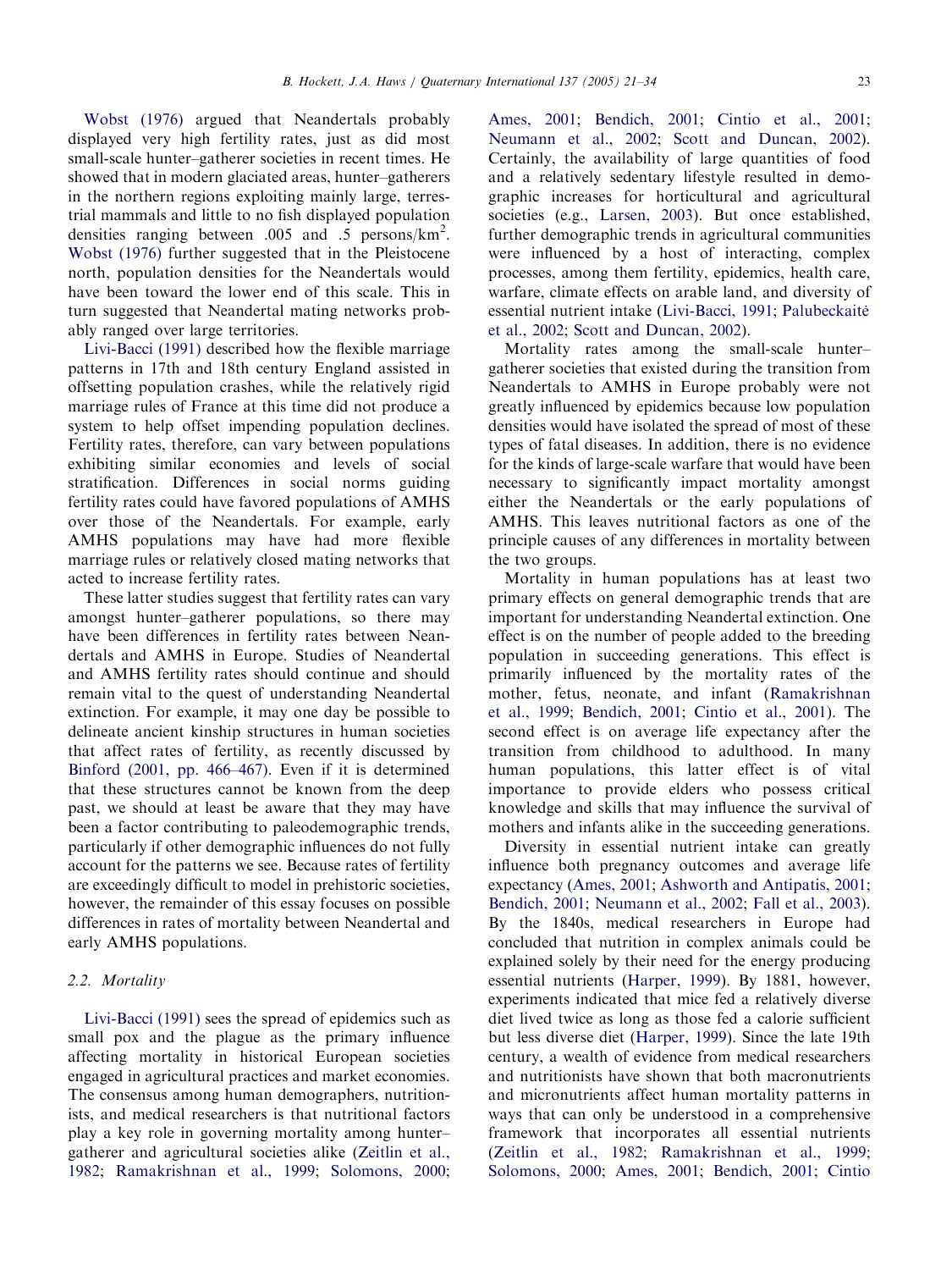Wobst (1976) argued that Neandertals probably displayed very high fertility rates, just as did most small-scale hunter–gatherer societies in recent times. He showed that in modern glaciated areas, hunter–gatherers in the northern regions exploiting mainly large, terrestrial mammals and little to no fish displayed population densities ranging between .005 and .5 persons/km$^2$. Wobst (1976) further suggested that in the Pleistocene north, population densities for the Neandertals would have been toward the lower end of this scale. This in turn suggested that Neandertal mating networks probably ranged over large territories.

Livi-Bacci (1991) described how the flexible marriage patterns in 17th and 18th century England assisted in offsetting population crashes, while the relatively rigid marriage rules of France at this time did not produce a system to help offset impending population declines. Fertility rates, therefore, can vary between populations exhibiting similar economies and levels of social stratification. Differences in social norms guiding fertility rates could have favored populations of AMHS over those of the Neandertals. For example, early AMHS populations may have had more flexible marriage rules or relatively closed mating networks that acted to increase fertility rates.

These latter studies suggest that fertility rates can vary amongst hunter–gatherer populations, so there may have been differences in fertility rates between Neandertals and AMHS in Europe. Studies of Neandertal and AMHS fertility rates should continue and should remain vital to the quest of understanding Neandertal extinction. For example, it may one day be possible to delineate ancient kinship structures in human societies that affect rates of fertility, as recently discussed by Binford (2001, pp. 466–467). Even if it is determined that these structures cannot be known from the deep past, we should at least be aware that they may have been a factor contributing to paleodemographic trends, particularly if other demographic influences do not fully account for the patterns we see. Because rates of fertility are exceedingly difficult to model in prehistoric societies, however, the remainder of this essay focuses on possible differences in rates of mortality between Neandertal and early AMHS populations.

### 2.2. Mortality

Livi-Bacci (1991) sees the spread of epidemics such as small pox and the plague as the primary influence affecting mortality in historical European societies engaged in agricultural practices and market economies. The consensus among human demographers, nutritionists, and medical researchers is that nutritional factors play a key role in governing mortality among hunter–gatherer and agricultural societies alike (Zeitlin et al., 1982; Ramakrishnan et al., 1999; Solomons, 2000; Ames, 2001; Bendich, 2001; Cintio et al., 2001; Neumann et al., 2002; Scott and Duncan, 2002). Certainly, the availability of large quantities of food and a relatively sedentary lifestyle resulted in demographic increases for horticultural and agricultural societies (e.g., Larsen, 2003). But once established, further demographic trends in agricultural communities were influenced by a host of interacting, complex processes, among them fertility, epidemics, health care, warfare, climate effects on arable land, and diversity of essential nutrient intake (Livi-Bacci, 1991; Palubeckaitė et al., 2002; Scott and Duncan, 2002).

Mortality rates among the small-scale hunter–gatherer societies that existed during the transition from Neandertals to AMHS in Europe probably were not greatly influenced by epidemics because low population densities would have isolated the spread of most of these types of fatal diseases. In addition, there is no evidence for the kinds of large-scale warfare that would have been necessary to significantly impact mortality amongst either the Neandertals or the early populations of AMHS. This leaves nutritional factors as one of the principle causes of any differences in mortality between the two groups.

Mortality in human populations has at least two primary effects on general demographic trends that are important for understanding Neandertal extinction. One effect is on the number of people added to the breeding population in succeeding generations. This effect is primarily influenced by the mortality rates of the mother, fetus, neonate, and infant (Ramakrishnan et al., 1999; Bendich, 2001; Cintio et al., 2001). The second effect is on average life expectancy after the transition from childhood to adulthood. In many human populations, this latter effect is of vital importance to provide elders who possess critical knowledge and skills that may influence the survival of mothers and infants alike in the succeeding generations.

Diversity in essential nutrient intake can greatly influence both pregnancy outcomes and average life expectancy (Ames, 2001; Ashworth and Antipatis, 2001; Bendich, 2001; Neumann et al., 2002; Fall et al., 2003). By the 1840s, medical researchers in Europe had concluded that nutrition in complex animals could be explained solely by their need for the energy producing essential nutrients (Harper, 1999). By 1881, however, experiments indicated that mice fed a relatively diverse diet lived twice as long as those fed a calorie sufficient but less diverse diet (Harper, 1999). Since the late 19th century, a wealth of evidence from medical researchers and nutritionists have shown that both macronutrients and micronutrients affect human mortality patterns in ways that can only be understood in a comprehensive framework that incorporates all essential nutrients (Zeitlin et al., 1982; Ramakrishnan et al., 1999; Solomons, 2000; Ames, 2001; Bendich, 2001; Cintio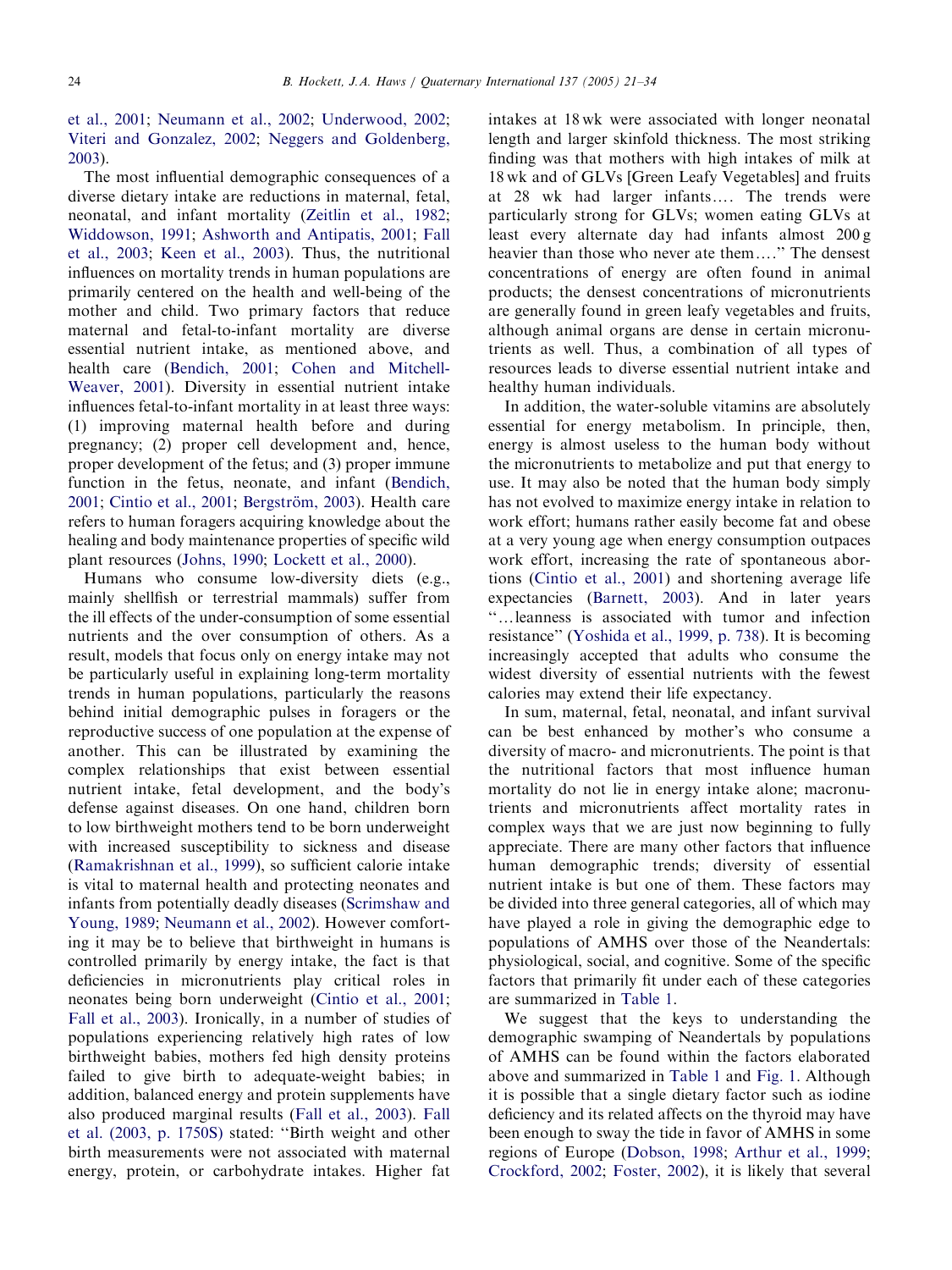et al., 2001; Neumann et al., 2002; Underwood, 2002; Viteri and Gonzalez, 2002; Neggers and Goldenberg, 2003).

The most influential demographic consequences of a diverse dietary intake are reductions in maternal, fetal, neonatal, and infant mortality (Zeitlin et al., 1982; Widdowson, 1991; Ashworth and Antipatis, 2001; Fall et al., 2003; Keen et al., 2003). Thus, the nutritional influences on mortality trends in human populations are primarily centered on the health and well-being of the mother and child. Two primary factors that reduce maternal and fetal-to-infant mortality are diverse essential nutrient intake, as mentioned above, and health care (Bendich, 2001; Cohen and Mitchell-Weaver, 2001). Diversity in essential nutrient intake influences fetal-to-infant mortality in at least three ways: (1) improving maternal health before and during pregnancy; (2) proper cell development and, hence, proper development of the fetus; and (3) proper immune function in the fetus, neonate, and infant (Bendich, 2001; Cintio et al., 2001; Bergström, 2003). Health care refers to human foragers acquiring knowledge about the healing and body maintenance properties of specific wild plant resources (Johns, 1990; Lockett et al., 2000).

Humans who consume low-diversity diets (e.g., mainly shellfish or terrestrial mammals) suffer from the ill effects of the under-consumption of some essential nutrients and the over consumption of others. As a result, models that focus only on energy intake may not be particularly useful in explaining long-term mortality trends in human populations, particularly the reasons behind initial demographic pulses in foragers or the reproductive success of one population at the expense of another. This can be illustrated by examining the complex relationships that exist between essential nutrient intake, fetal development, and the body's defense against diseases. On one hand, children born to low birthweight mothers tend to be born underweight with increased susceptibility to sickness and disease (Ramakrishnan et al., 1999), so sufficient calorie intake is vital to maternal health and protecting neonates and infants from potentially deadly diseases (Scrimshaw and Young, 1989; Neumann et al., 2002). However comforting it may be to believe that birthweight in humans is controlled primarily by energy intake, the fact is that deficiencies in micronutrients play critical roles in neonates being born underweight (Cintio et al., 2001; Fall et al., 2003). Ironically, in a number of studies of populations experiencing relatively high rates of low birthweight babies, mothers fed high density proteins failed to give birth to adequate-weight babies; in addition, balanced energy and protein supplements have also produced marginal results (Fall et al., 2003). Fall et al. (2003, p. 1750S) stated: "Birth weight and other birth measurements were not associated with maternal energy, protein, or carbohydrate intakes. Higher fat intakes at 18 wk were associated with longer neonatal length and larger skinfold thickness. The most striking finding was that mothers with high intakes of milk at 18 wk and of GLVs [Green Leafy Vegetables] and fruits at 28 wk had larger infants…. The trends were particularly strong for GLVs; women eating GLVs at least every alternate day had infants almost 200 g heavier than those who never ate them…." The densest concentrations of energy are often found in animal products; the densest concentrations of micronutrients are generally found in green leafy vegetables and fruits, although animal organs are dense in certain micronutrients as well. Thus, a combination of all types of resources leads to diverse essential nutrient intake and healthy human individuals.

In addition, the water-soluble vitamins are absolutely essential for energy metabolism. In principle, then, energy is almost useless to the human body without the micronutrients to metabolize and put that energy to use. It may also be noted that the human body simply has not evolved to maximize energy intake in relation to work effort; humans rather easily become fat and obese at a very young age when energy consumption outpaces work effort, increasing the rate of spontaneous abortions (Cintio et al., 2001) and shortening average life expectancies (Barnett, 2003). And in later years "…leanness is associated with tumor and infection resistance" (Yoshida et al., 1999, p. 738). It is becoming increasingly accepted that adults who consume the widest diversity of essential nutrients with the fewest calories may extend their life expectancy.

In sum, maternal, fetal, neonatal, and infant survival can be best enhanced by mother's who consume a diversity of macro- and micronutrients. The point is that the nutritional factors that most influence human mortality do not lie in energy intake alone; macronutrients and micronutrients affect mortality rates in complex ways that we are just now beginning to fully appreciate. There are many other factors that influence human demographic trends; diversity of essential nutrient intake is but one of them. These factors may be divided into three general categories, all of which may have played a role in giving the demographic edge to populations of AMHS over those of the Neandertals: physiological, social, and cognitive. Some of the specific factors that primarily fit under each of these categories are summarized in Table 1.

We suggest that the keys to understanding the demographic swamping of Neandertals by populations of AMHS can be found within the factors elaborated above and summarized in Table 1 and Fig. 1. Although it is possible that a single dietary factor such as iodine deficiency and its related affects on the thyroid may have been enough to sway the tide in favor of AMHS in some regions of Europe (Dobson, 1998; Arthur et al., 1999; Crockford, 2002; Foster, 2002), it is likely that several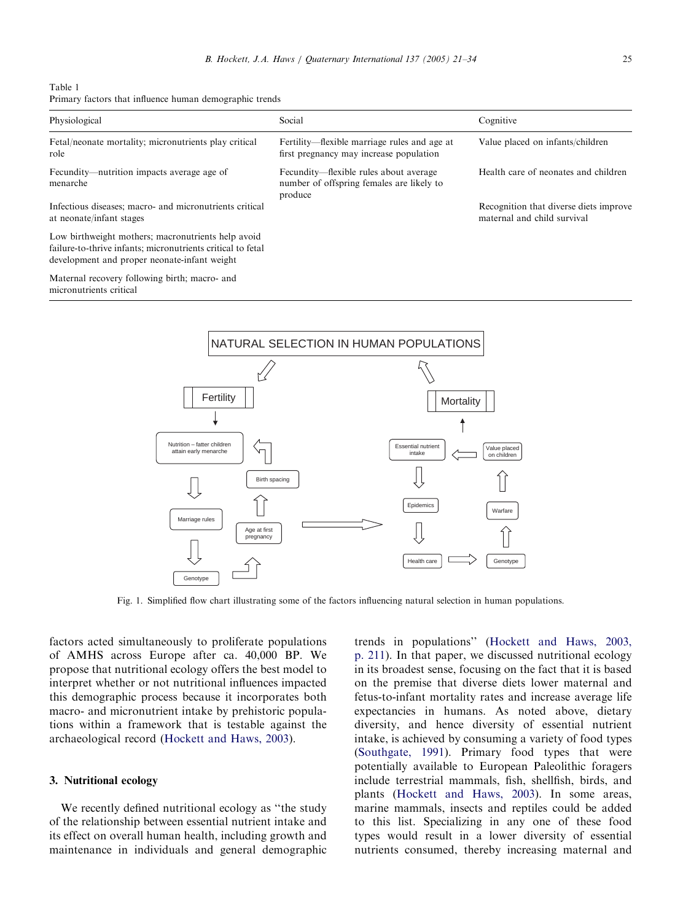Table 1
Primary factors that influence human demographic trends

| Physiological | Social | Cognitive |
|---|---|---|
| Fetal/neonate mortality; micronutrients play critical role | Fertility—flexible marriage rules and age at first pregnancy may increase population | Value placed on infants/children |
| Fecundity—nutrition impacts average age of menarche | Fecundity—flexible rules about average number of offspring females are likely to produce | Health care of neonates and children |
| Infectious diseases; macro- and micronutrients critical at neonate/infant stages | | Recognition that diverse diets improve maternal and child survival |
| Low birthweight mothers; macronutrients help avoid failure-to-thrive infants; micronutrients critical to fetal development and proper neonate-infant weight | | |
| Maternal recovery following birth; macro- and micronutrients critical | | |

Fig. 1. Simplified flow chart illustrating some of the factors influencing natural selection in human populations.

factors acted simultaneously to proliferate populations of AMHS across Europe after ca. 40,000 BP. We propose that nutritional ecology offers the best model to interpret whether or not nutritional influences impacted this demographic process because it incorporates both macro- and micronutrient intake by prehistoric populations within a framework that is testable against the archaeological record (Hockett and Haws, 2003).

## 3. Nutritional ecology

We recently defined nutritional ecology as ''the study of the relationship between essential nutrient intake and its effect on overall human health, including growth and maintenance in individuals and general demographic trends in populations'' (Hockett and Haws, 2003, p. 211). In that paper, we discussed nutritional ecology in its broadest sense, focusing on the fact that it is based on the premise that diverse diets lower maternal and fetus-to-infant mortality rates and increase average life expectancies in humans. As noted above, dietary diversity, and hence diversity of essential nutrient intake, is achieved by consuming a variety of food types (Southgate, 1991). Primary food types that were potentially available to European Paleolithic foragers include terrestrial mammals, fish, shellfish, birds, and plants (Hockett and Haws, 2003). In some areas, marine mammals, insects and reptiles could be added to this list. Specializing in any one of these food types would result in a lower diversity of essential nutrients consumed, thereby increasing maternal and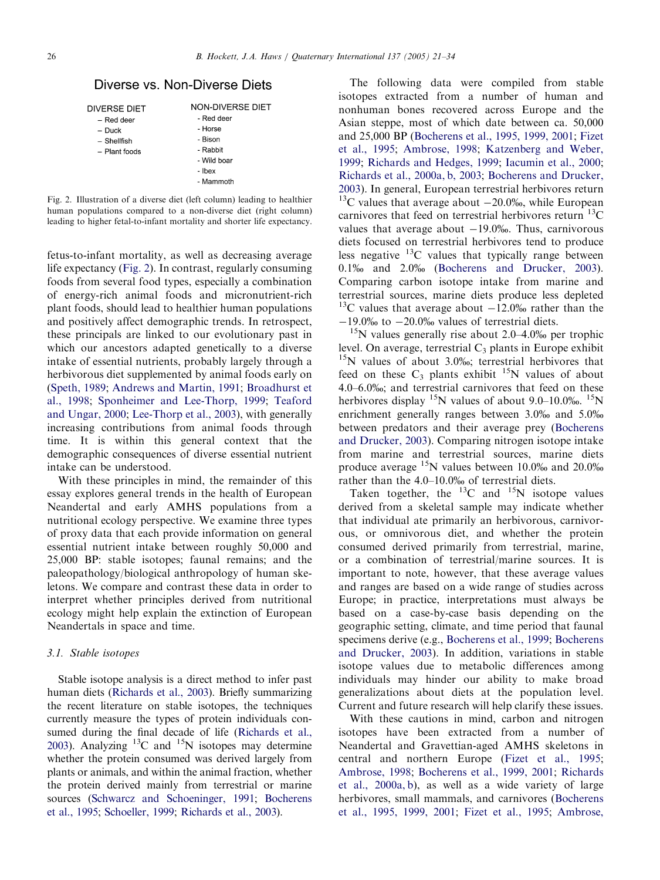## Diverse vs. Non-Diverse Diets

| DIVERSE DIET | NON-DIVERSE DIET |
| --- | --- |
| – Red deer | - Red deer |
| – Duck | - Horse |
| – Shellfish | - Bison |
| – Plant foods | - Rabbit |
| | - Wild boar |
| | - Ibex |
| | - Mammoth |

Fig. 2. Illustration of a diverse diet (left column) leading to healthier human populations compared to a non-diverse diet (right column) leading to higher fetal-to-infant mortality and shorter life expectancy.

fetus-to-infant mortality, as well as decreasing average life expectancy (Fig. 2). In contrast, regularly consuming foods from several food types, especially a combination of energy-rich animal foods and micronutrient-rich plant foods, should lead to healthier human populations and positively affect demographic trends. In retrospect, these principals are linked to our evolutionary past in which our ancestors adapted genetically to a diverse intake of essential nutrients, probably largely through a herbivorous diet supplemented by animal foods early on (Speth, 1989; Andrews and Martin, 1991; Broadhurst et al., 1998; Sponheimer and Lee-Thorp, 1999; Teaford and Ungar, 2000; Lee-Thorp et al., 2003), with generally increasing contributions from animal foods through time. It is within this general context that the demographic consequences of diverse essential nutrient intake can be understood.

With these principles in mind, the remainder of this essay explores general trends in the health of European Neandertal and early AMHS populations from a nutritional ecology perspective. We examine three types of proxy data that each provide information on general essential nutrient intake between roughly 50,000 and 25,000 BP: stable isotopes; faunal remains; and the paleopathology/biological anthropology of human skeletons. We compare and contrast these data in order to interpret whether principles derived from nutritional ecology might help explain the extinction of European Neandertals in space and time.

### 3.1. Stable isotopes

Stable isotope analysis is a direct method to infer past human diets (Richards et al., 2003). Briefly summarizing the recent literature on stable isotopes, the techniques currently measure the types of protein individuals consumed during the final decade of life (Richards et al., 2003). Analyzing $^{13}$C and $^{15}$N isotopes may determine whether the protein consumed was derived largely from plants or animals, and within the animal fraction, whether the protein derived mainly from terrestrial or marine sources (Schwarcz and Schoeninger, 1991; Bocherens et al., 1995; Schoeller, 1999; Richards et al., 2003).

The following data were compiled from stable isotopes extracted from a number of human and nonhuman bones recovered across Europe and the Asian steppe, most of which date between ca. 50,000 and 25,000 BP (Bocherens et al., 1995, 1999, 2001; Fizet et al., 1995; Ambrose, 1998; Katzenberg and Weber, 1999; Richards and Hedges, 1999; Iacumin et al., 2000; Richards et al., 2000a, b, 2003; Bocherens and Drucker, 2003). In general, European terrestrial herbivores return $^{13}$C values that average about −20.0‰, while European carnivores that feed on terrestrial herbivores return $^{13}$C values that average about −19.0‰. Thus, carnivorous diets focused on terrestrial herbivores tend to produce less negative $^{13}$C values that typically range between 0.1‰ and 2.0‰ (Bocherens and Drucker, 2003). Comparing carbon isotope intake from marine and terrestrial sources, marine diets produce less depleted $^{13}$C values that average about −12.0‰ rather than the −19.0‰ to −20.0‰ values of terrestrial diets.

$^{15}$N values generally rise about 2.0–4.0‰ per trophic level. On average, terrestrial $C_3$ plants in Europe exhibit $^{15}$N values of about 3.0‰; terrestrial herbivores that feed on these $C_3$ plants exhibit $^{15}$N values of about 4.0–6.0‰; and terrestrial carnivores that feed on these herbivores display $^{15}$N values of about 9.0–10.0‰. $^{15}$N enrichment generally ranges between 3.0‰ and 5.0‰ between predators and their average prey (Bocherens and Drucker, 2003). Comparing nitrogen isotope intake from marine and terrestrial sources, marine diets produce average $^{15}$N values between 10.0‰ and 20.0‰ rather than the 4.0–10.0‰ of terrestrial diets.

Taken together, the $^{13}$C and $^{15}$N isotope values derived from a skeletal sample may indicate whether that individual ate primarily an herbivorous, carnivorous, or omnivorous diet, and whether the protein consumed derived primarily from terrestrial, marine, or a combination of terrestrial/marine sources. It is important to note, however, that these average values and ranges are based on a wide range of studies across Europe; in practice, interpretations must always be based on a case-by-case basis depending on the geographic setting, climate, and time period that faunal specimens derive (e.g., Bocherens et al., 1999; Bocherens and Drucker, 2003). In addition, variations in stable isotope values due to metabolic differences among individuals may hinder our ability to make broad generalizations about diets at the population level. Current and future research will help clarify these issues.

With these cautions in mind, carbon and nitrogen isotopes have been extracted from a number of Neandertal and Gravettian-aged AMHS skeletons in central and northern Europe (Fizet et al., 1995; Ambrose, 1998; Bocherens et al., 1999, 2001; Richards et al., 2000a, b), as well as a wide variety of large herbivores, small mammals, and carnivores (Bocherens et al., 1995, 1999, 2001; Fizet et al., 1995; Ambrose,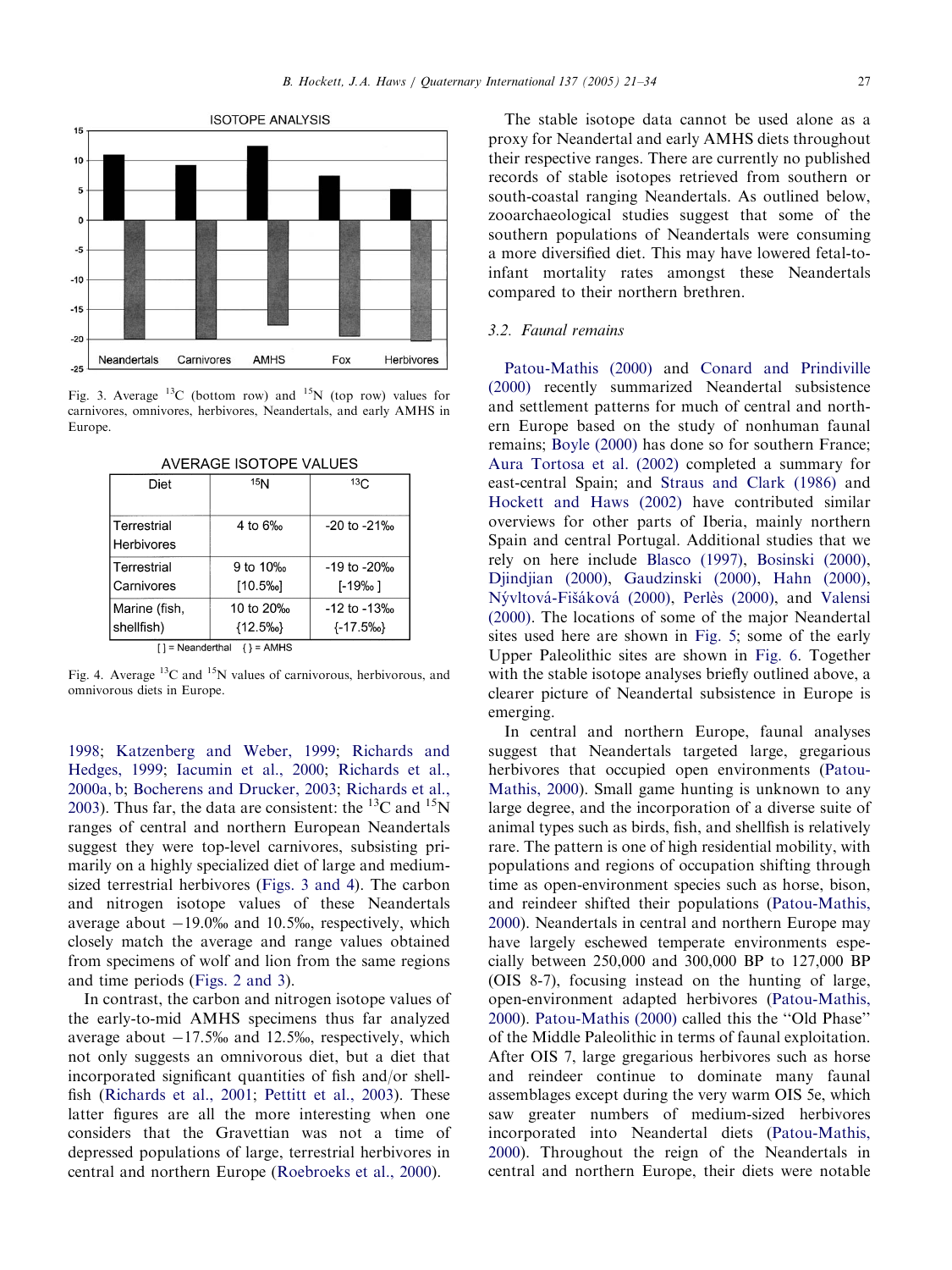ISOTOPE ANALYSIS

Fig. 3. Average $^{13}$C (bottom row) and $^{15}$N (top row) values for carnivores, omnivores, herbivores, Neandertals, and early AMHS in Europe.

AVERAGE ISOTOPE VALUES

| Diet | $^{15}$N | $^{13}$C |
|---|---|---|
| Terrestrial Herbivores | 4 to 6‰ | -20 to -21‰ |
| Terrestrial Carnivores | 9 to 10‰ [10.5‰] | -19 to -20‰ [-19‰ ] |
| Marine (fish, shellfish) | 10 to 20‰ {12.5‰} | -12 to -13‰ {-17.5‰} |

[ ] = Neanderthal { } = AMHS

Fig. 4. Average $^{13}$C and $^{15}$N values of carnivorous, herbivorous, and omnivorous diets in Europe.

1998; Katzenberg and Weber, 1999; Richards and Hedges, 1999; Iacumin et al., 2000; Richards et al., 2000a, b; Bocherens and Drucker, 2003; Richards et al., 2003). Thus far, the data are consistent: the $^{13}$C and $^{15}$N ranges of central and northern European Neandertals suggest they were top-level carnivores, subsisting primarily on a highly specialized diet of large and medium-sized terrestrial herbivores (Figs. 3 and 4). The carbon and nitrogen isotope values of these Neandertals average about −19.0‰ and 10.5‰, respectively, which closely match the average and range values obtained from specimens of wolf and lion from the same regions and time periods (Figs. 2 and 3).

In contrast, the carbon and nitrogen isotope values of the early-to-mid AMHS specimens thus far analyzed average about −17.5‰ and 12.5‰, respectively, which not only suggests an omnivorous diet, but a diet that incorporated significant quantities of fish and/or shellfish (Richards et al., 2001; Pettitt et al., 2003). These latter figures are all the more interesting when one considers that the Gravettian was not a time of depressed populations of large, terrestrial herbivores in central and northern Europe (Roebroeks et al., 2000).

The stable isotope data cannot be used alone as a proxy for Neandertal and early AMHS diets throughout their respective ranges. There are currently no published records of stable isotopes retrieved from southern or south-coastal ranging Neandertals. As outlined below, zooarchaeological studies suggest that some of the southern populations of Neandertals were consuming a more diversified diet. This may have lowered fetal-to-infant mortality rates amongst these Neandertals compared to their northern brethren.

### 3.2. Faunal remains

Patou-Mathis (2000) and Conard and Prindiville (2000) recently summarized Neandertal subsistence and settlement patterns for much of central and northern Europe based on the study of nonhuman faunal remains; Boyle (2000) has done so for southern France; Aura Tortosa et al. (2002) completed a summary for east-central Spain; and Straus and Clark (1986) and Hockett and Haws (2002) have contributed similar overviews for other parts of Iberia, mainly northern Spain and central Portugal. Additional studies that we rely on here include Blasco (1997), Bosinski (2000), Djindjian (2000), Gaudzinski (2000), Hahn (2000), Ńývltová-Fišáková (2000), Perlès (2000), and Valensi (2000). The locations of some of the major Neandertal sites used here are shown in Fig. 5; some of the early Upper Paleolithic sites are shown in Fig. 6. Together with the stable isotope analyses briefly outlined above, a clearer picture of Neandertal subsistence in Europe is emerging.

In central and northern Europe, faunal analyses suggest that Neandertals targeted large, gregarious herbivores that occupied open environments (Patou-Mathis, 2000). Small game hunting is unknown to any large degree, and the incorporation of a diverse suite of animal types such as birds, fish, and shellfish is relatively rare. The pattern is one of high residential mobility, with populations and regions of occupation shifting through time as open-environment species such as horse, bison, and reindeer shifted their populations (Patou-Mathis, 2000). Neandertals in central and northern Europe may have largely eschewed temperate environments especially between 250,000 and 300,000 BP to 127,000 BP (OIS 8-7), focusing instead on the hunting of large, open-environment adapted herbivores (Patou-Mathis, 2000). Patou-Mathis (2000) called this the "Old Phase" of the Middle Paleolithic in terms of faunal exploitation. After OIS 7, large gregarious herbivores such as horse and reindeer continue to dominate many faunal assemblages except during the very warm OIS 5e, which saw greater numbers of medium-sized herbivores incorporated into Neandertal diets (Patou-Mathis, 2000). Throughout the reign of the Neandertals in central and northern Europe, their diets were notable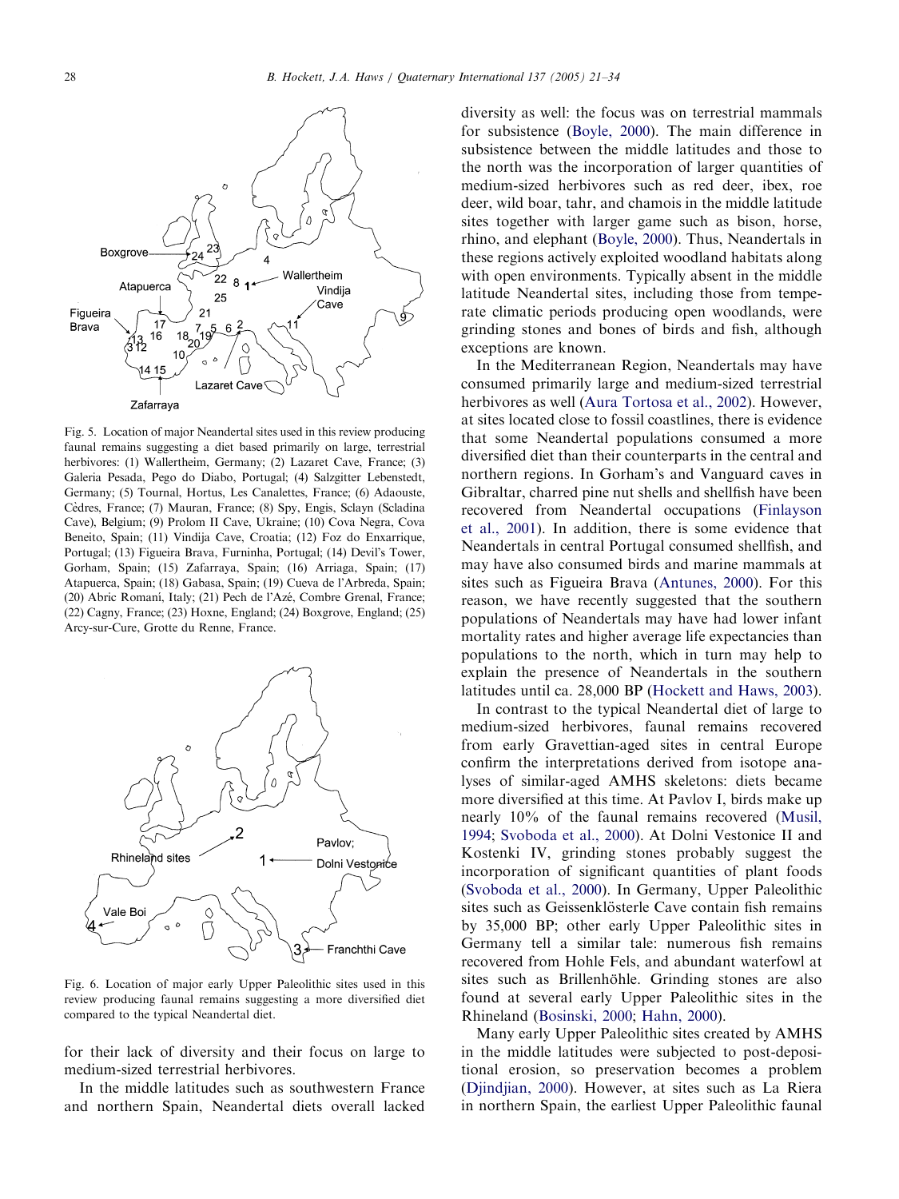Fig. 5. Location of major Neandertal sites used in this review producing faunal remains suggesting a diet based primarily on large, terrestrial herbivores: (1) Wallertheim, Germany; (2) Lazaret Cave, France; (3) Galeria Pesada, Pego do Diabo, Portugal; (4) Salzgitter Lebenstedt, Germany; (5) Tournal, Hortus, Les Canalettes, France; (6) Adaouste, Cèdres, France; (7) Mauran, France; (8) Spy, Engis, Sclayn (Scladina Cave), Belgium; (9) Prolom II Cave, Ukraine; (10) Cova Negra, Cova Beneito, Spain; (11) Vindija Cave, Croatia; (12) Foz do Enxarrique, Portugal; (13) Figueira Brava, Furninha, Portugal; (14) Devil's Tower, Gorham, Spain; (15) Zafarraya, Spain; (16) Arriaga, Spain; (17) Atapuerca, Spain; (18) Gabasa, Spain; (19) Cueva de l'Arbreda, Spain; (20) Abric Romaní, Italy; (21) Pech de l'Azé, Combre Grenal, France; (22) Cagny, France; (23) Hoxne, England; (24) Boxgrove, England; (25) Arcy-sur-Cure, Grotte du Renne, France.

Fig. 6. Location of major early Upper Paleolithic sites used in this review producing faunal remains suggesting a more diversified diet compared to the typical Neandertal diet.

for their lack of diversity and their focus on large to medium-sized terrestrial herbivores.

In the middle latitudes such as southwestern France and northern Spain, Neandertal diets overall lacked diversity as well: the focus was on terrestrial mammals for subsistence (Boyle, 2000). The main difference in subsistence between the middle latitudes and those to the north was the incorporation of larger quantities of medium-sized herbivores such as red deer, ibex, roe deer, wild boar, tahr, and chamois in the middle latitude sites together with larger game such as bison, horse, rhino, and elephant (Boyle, 2000). Thus, Neandertals in these regions actively exploited woodland habitats along with open environments. Typically absent in the middle latitude Neandertal sites, including those from temperate climatic periods producing open woodlands, were grinding stones and bones of birds and fish, although exceptions are known.

In the Mediterranean Region, Neandertals may have consumed primarily large and medium-sized terrestrial herbivores as well (Aura Tortosa et al., 2002). However, at sites located close to fossil coastlines, there is evidence that some Neandertal populations consumed a more diversified diet than their counterparts in the central and northern regions. In Gorham's and Vanguard caves in Gibraltar, charred pine nut shells and shellfish have been recovered from Neandertal occupations (Finlayson et al., 2001). In addition, there is some evidence that Neandertals in central Portugal consumed shellfish, and may have also consumed birds and marine mammals at sites such as Figueira Brava (Antunes, 2000). For this reason, we have recently suggested that the southern populations of Neandertals may have had lower infant mortality rates and higher average life expectancies than populations to the north, which in turn may help to explain the presence of Neandertals in the southern latitudes until ca. 28,000 BP (Hockett and Haws, 2003).

In contrast to the typical Neandertal diet of large to medium-sized herbivores, faunal remains recovered from early Gravettian-aged sites in central Europe confirm the interpretations derived from isotope analyses of similar-aged AMHS skeletons: diets became more diversified at this time. At Pavlov I, birds make up nearly 10% of the faunal remains recovered (Musil, 1994; Svoboda et al., 2000). At Dolni Vestonice II and Kostenki IV, grinding stones probably suggest the incorporation of significant quantities of plant foods (Svoboda et al., 2000). In Germany, Upper Paleolithic sites such as Geissenklösterle Cave contain fish remains by 35,000 BP; other early Upper Paleolithic sites in Germany tell a similar tale: numerous fish remains recovered from Hohle Fels, and abundant waterfowl at sites such as Brillenhöhle. Grinding stones are also found at several early Upper Paleolithic sites in the Rhineland (Bosinski, 2000; Hahn, 2000).

Many early Upper Paleolithic sites created by AMHS in the middle latitudes were subjected to post-depositional erosion, so preservation becomes a problem (Djindjian, 2000). However, at sites such as La Riera in northern Spain, the earliest Upper Paleolithic faunal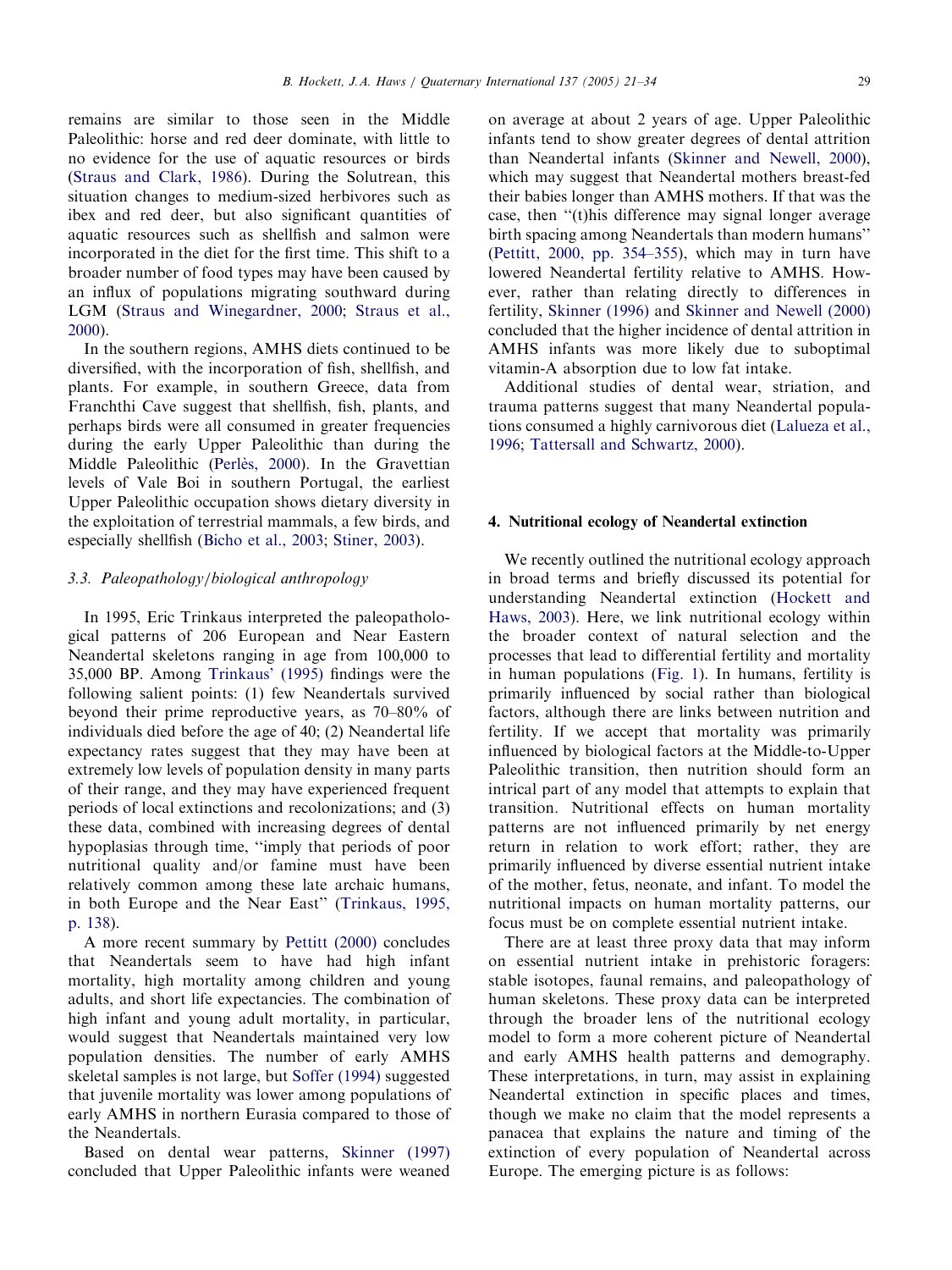remains are similar to those seen in the Middle Paleolithic: horse and red deer dominate, with little to no evidence for the use of aquatic resources or birds (Straus and Clark, 1986). During the Solutrean, this situation changes to medium-sized herbivores such as ibex and red deer, but also significant quantities of aquatic resources such as shellfish and salmon were incorporated in the diet for the first time. This shift to a broader number of food types may have been caused by an influx of populations migrating southward during LGM (Straus and Winegardner, 2000; Straus et al., 2000).

In the southern regions, AMHS diets continued to be diversified, with the incorporation of fish, shellfish, and plants. For example, in southern Greece, data from Franchthi Cave suggest that shellfish, fish, plants, and perhaps birds were all consumed in greater frequencies during the early Upper Paleolithic than during the Middle Paleolithic (Perlès, 2000). In the Gravettian levels of Vale Boi in southern Portugal, the earliest Upper Paleolithic occupation shows dietary diversity in the exploitation of terrestrial mammals, a few birds, and especially shellfish (Bicho et al., 2003; Stiner, 2003).

### 3.3. Paleopathology/biological anthropology

In 1995, Eric Trinkaus interpreted the paleopathological patterns of 206 European and Near Eastern Neandertal skeletons ranging in age from 100,000 to 35,000 BP. Among Trinkaus' (1995) findings were the following salient points: (1) few Neandertals survived beyond their prime reproductive years, as 70–80% of individuals died before the age of 40; (2) Neandertal life expectancy rates suggest that they may have been at extremely low levels of population density in many parts of their range, and they may have experienced frequent periods of local extinctions and recolonizations; and (3) these data, combined with increasing degrees of dental hypoplasias through time, ''imply that periods of poor nutritional quality and/or famine must have been relatively common among these late archaic humans, in both Europe and the Near East'' (Trinkaus, 1995, p. 138).

A more recent summary by Pettitt (2000) concludes that Neandertals seem to have had high infant mortality, high mortality among children and young adults, and short life expectancies. The combination of high infant and young adult mortality, in particular, would suggest that Neandertals maintained very low population densities. The number of early AMHS skeletal samples is not large, but Soffer (1994) suggested that juvenile mortality was lower among populations of early AMHS in northern Eurasia compared to those of the Neandertals.

Based on dental wear patterns, Skinner (1997) concluded that Upper Paleolithic infants were weaned on average at about 2 years of age. Upper Paleolithic infants tend to show greater degrees of dental attrition than Neandertal infants (Skinner and Newell, 2000), which may suggest that Neandertal mothers breast-fed their babies longer than AMHS mothers. If that was the case, then ''(t)his difference may signal longer average birth spacing among Neandertals than modern humans'' (Pettitt, 2000, pp. 354–355), which may in turn have lowered Neandertal fertility relative to AMHS. However, rather than relating directly to differences in fertility, Skinner (1996) and Skinner and Newell (2000) concluded that the higher incidence of dental attrition in AMHS infants was more likely due to suboptimal vitamin-A absorption due to low fat intake.

Additional studies of dental wear, striation, and trauma patterns suggest that many Neandertal populations consumed a highly carnivorous diet (Lalueza et al., 1996; Tattersall and Schwartz, 2000).

## 4. Nutritional ecology of Neandertal extinction

We recently outlined the nutritional ecology approach in broad terms and briefly discussed its potential for understanding Neandertal extinction (Hockett and Haws, 2003). Here, we link nutritional ecology within the broader context of natural selection and the processes that lead to differential fertility and mortality in human populations (Fig. 1). In humans, fertility is primarily influenced by social rather than biological factors, although there are links between nutrition and fertility. If we accept that mortality was primarily influenced by biological factors at the Middle-to-Upper Paleolithic transition, then nutrition should form an intrical part of any model that attempts to explain that transition. Nutritional effects on human mortality patterns are not influenced primarily by net energy return in relation to work effort; rather, they are primarily influenced by diverse essential nutrient intake of the mother, fetus, neonate, and infant. To model the nutritional impacts on human mortality patterns, our focus must be on complete essential nutrient intake.

There are at least three proxy data that may inform on essential nutrient intake in prehistoric foragers: stable isotopes, faunal remains, and paleopathology of human skeletons. These proxy data can be interpreted through the broader lens of the nutritional ecology model to form a more coherent picture of Neandertal and early AMHS health patterns and demography. These interpretations, in turn, may assist in explaining Neandertal extinction in specific places and times, though we make no claim that the model represents a panacea that explains the nature and timing of the extinction of every population of Neandertal across Europe. The emerging picture is as follows: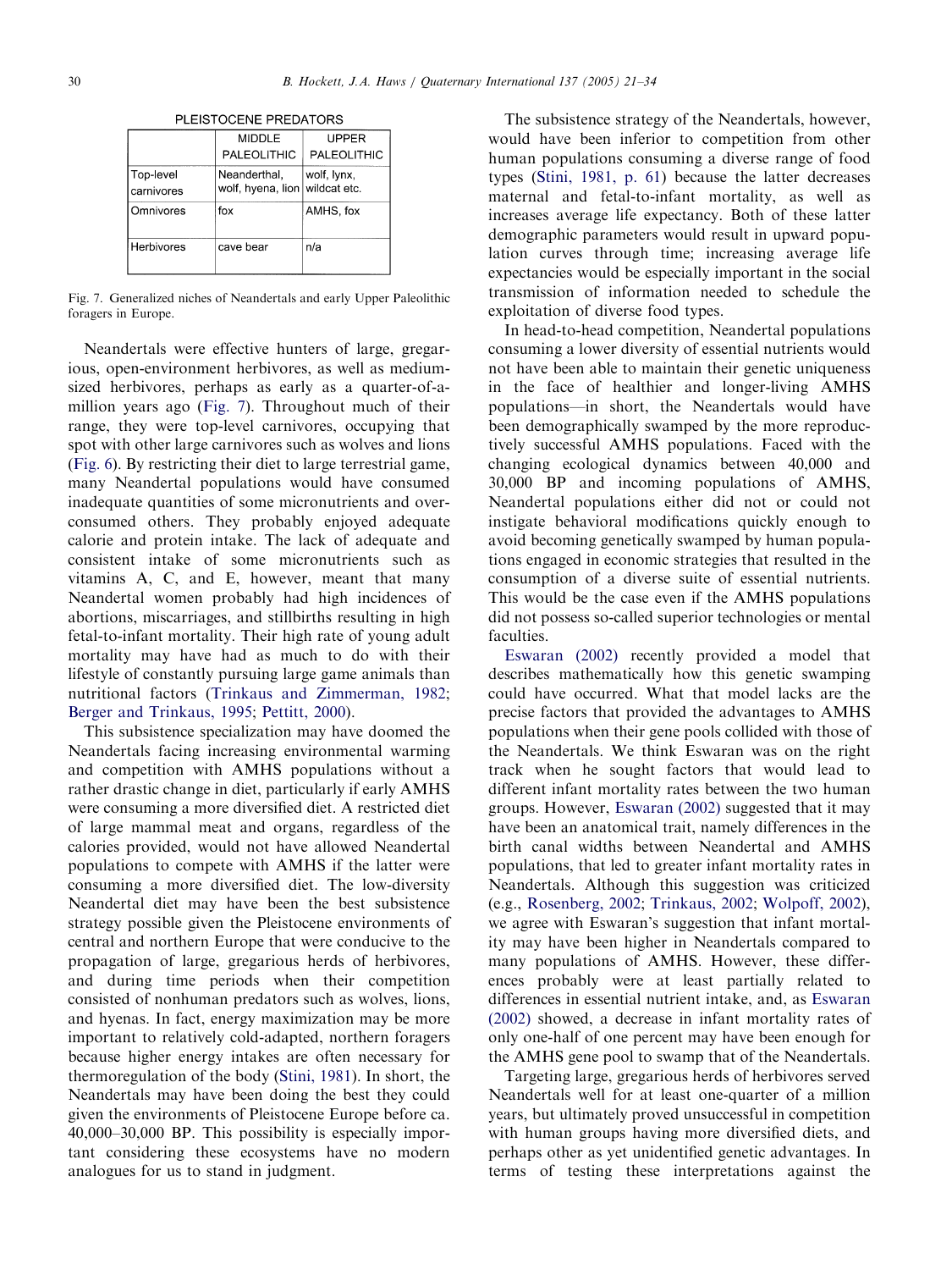PLEISTOCENE PREDATORS

| | MIDDLE PALEOLITHIC | UPPER PALEOLITHIC |
|---|---|---|
| Top-level carnivores | Neanderthal, wolf, hyena, lion | wolf, lynx, wildcat etc. |
| Omnivores | fox | AMHS, fox |
| Herbivores | cave bear | n/a |

Fig. 7. Generalized niches of Neandertals and early Upper Paleolithic foragers in Europe.

Neandertals were effective hunters of large, gregarious, open-environment herbivores, as well as medium-sized herbivores, perhaps as early as a quarter-of-a-million years ago (Fig. 7). Throughout much of their range, they were top-level carnivores, occupying that spot with other large carnivores such as wolves and lions (Fig. 6). By restricting their diet to large terrestrial game, many Neandertal populations would have consumed inadequate quantities of some micronutrients and over-consumed others. They probably enjoyed adequate calorie and protein intake. The lack of adequate and consistent intake of some micronutrients such as vitamins A, C, and E, however, meant that many Neandertal women probably had high incidences of abortions, miscarriages, and stillbirths resulting in high fetal-to-infant mortality. Their high rate of young adult mortality may have had as much to do with their lifestyle of constantly pursuing large game animals than nutritional factors (Trinkaus and Zimmerman, 1982; Berger and Trinkaus, 1995; Pettitt, 2000).

This subsistence specialization may have doomed the Neandertals facing increasing environmental warming and competition with AMHS populations without a rather drastic change in diet, particularly if early AMHS were consuming a more diversified diet. A restricted diet of large mammal meat and organs, regardless of the calories provided, would not have allowed Neandertal populations to compete with AMHS if the latter were consuming a more diversified diet. The low-diversity Neandertal diet may have been the best subsistence strategy possible given the Pleistocene environments of central and northern Europe that were conducive to the propagation of large, gregarious herds of herbivores, and during time periods when their competition consisted of nonhuman predators such as wolves, lions, and hyenas. In fact, energy maximization may be more important to relatively cold-adapted, northern foragers because higher energy intakes are often necessary for thermoregulation of the body (Stini, 1981). In short, the Neandertals may have been doing the best they could given the environments of Pleistocene Europe before ca. 40,000–30,000 BP. This possibility is especially important considering these ecosystems have no modern analogues for us to stand in judgment.

The subsistence strategy of the Neandertals, however, would have been inferior to competition from other human populations consuming a diverse range of food types (Stini, 1981, p. 61) because the latter decreases maternal and fetal-to-infant mortality, as well as increases average life expectancy. Both of these latter demographic parameters would result in upward population curves through time; increasing average life expectancies would be especially important in the social transmission of information needed to schedule the exploitation of diverse food types.

In head-to-head competition, Neandertal populations consuming a lower diversity of essential nutrients would not have been able to maintain their genetic uniqueness in the face of healthier and longer-living AMHS populations—in short, the Neandertals would have been demographically swamped by the more reproductively successful AMHS populations. Faced with the changing ecological dynamics between 40,000 and 30,000 BP and incoming populations of AMHS, Neandertal populations either did not or could not instigate behavioral modifications quickly enough to avoid becoming genetically swamped by human populations engaged in economic strategies that resulted in the consumption of a diverse suite of essential nutrients. This would be the case even if the AMHS populations did not possess so-called superior technologies or mental faculties.

Eswaran (2002) recently provided a model that describes mathematically how this genetic swamping could have occurred. What that model lacks are the precise factors that provided the advantages to AMHS populations when their gene pools collided with those of the Neandertals. We think Eswaran was on the right track when he sought factors that would lead to different infant mortality rates between the two human groups. However, Eswaran (2002) suggested that it may have been an anatomical trait, namely differences in the birth canal widths between Neandertal and AMHS populations, that led to greater infant mortality rates in Neandertals. Although this suggestion was criticized (e.g., Rosenberg, 2002; Trinkaus, 2002; Wolpoff, 2002), we agree with Eswaran's suggestion that infant mortality may have been higher in Neandertals compared to many populations of AMHS. However, these differences probably were at least partially related to differences in essential nutrient intake, and, as Eswaran (2002) showed, a decrease in infant mortality rates of only one-half of one percent may have been enough for the AMHS gene pool to swamp that of the Neandertals.

Targeting large, gregarious herds of herbivores served Neandertals well for at least one-quarter of a million years, but ultimately proved unsuccessful in competition with human groups having more diversified diets, and perhaps other as yet unidentified genetic advantages. In terms of testing these interpretations against the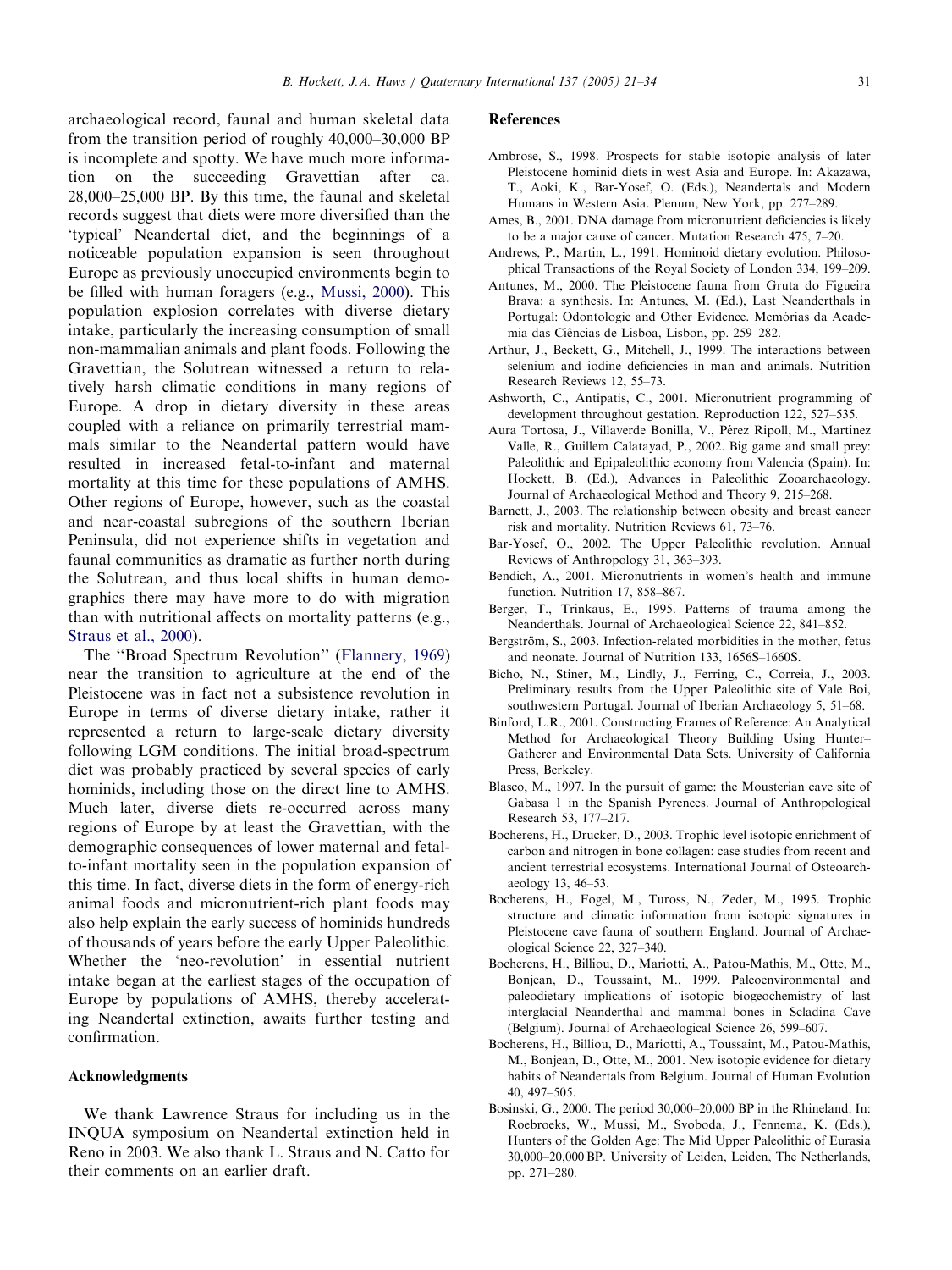archaeological record, faunal and human skeletal data from the transition period of roughly 40,000–30,000 BP is incomplete and spotty. We have much more information on the succeeding Gravettian after ca. 28,000–25,000 BP. By this time, the faunal and skeletal records suggest that diets were more diversified than the 'typical' Neandertal diet, and the beginnings of a noticeable population expansion is seen throughout Europe as previously unoccupied environments begin to be filled with human foragers (e.g., Mussi, 2000). This population explosion correlates with diverse dietary intake, particularly the increasing consumption of small non-mammalian animals and plant foods. Following the Gravettian, the Solutrean witnessed a return to relatively harsh climatic conditions in many regions of Europe. A drop in dietary diversity in these areas coupled with a reliance on primarily terrestrial mammals similar to the Neandertal pattern would have resulted in increased fetal-to-infant and maternal mortality at this time for these populations of AMHS. Other regions of Europe, however, such as the coastal and near-coastal subregions of the southern Iberian Peninsula, did not experience shifts in vegetation and faunal communities as dramatic as further north during the Solutrean, and thus local shifts in human demographics there may have more to do with migration than with nutritional affects on mortality patterns (e.g., Straus et al., 2000).

The "Broad Spectrum Revolution" (Flannery, 1969) near the transition to agriculture at the end of the Pleistocene was in fact not a subsistence revolution in Europe in terms of diverse dietary intake, rather it represented a return to large-scale dietary diversity following LGM conditions. The initial broad-spectrum diet was probably practiced by several species of early hominids, including those on the direct line to AMHS. Much later, diverse diets re-occurred across many regions of Europe by at least the Gravettian, with the demographic consequences of lower maternal and fetal-to-infant mortality seen in the population expansion of this time. In fact, diverse diets in the form of energy-rich animal foods and micronutrient-rich plant foods may also help explain the early success of hominids hundreds of thousands of years before the early Upper Paleolithic. Whether the 'neo-revolution' in essential nutrient intake began at the earliest stages of the occupation of Europe by populations of AMHS, thereby accelerating Neandertal extinction, awaits further testing and confirmation.

## Acknowledgments

We thank Lawrence Straus for including us in the INQUA symposium on Neandertal extinction held in Reno in 2003. We also thank L. Straus and N. Catto for their comments on an earlier draft.

## References

Ambrose, S., 1998. Prospects for stable isotopic analysis of later Pleistocene hominid diets in west Asia and Europe. In: Akazawa, T., Aoki, K., Bar-Yosef, O. (Eds.), Neandertals and Modern Humans in Western Asia. Plenum, New York, pp. 277–289.

Ames, B., 2001. DNA damage from micronutrient deficiencies is likely to be a major cause of cancer. Mutation Research 475, 7–20.

Andrews, P., Martin, L., 1991. Hominoid dietary evolution. Philosophical Transactions of the Royal Society of London 334, 199–209.

Antunes, M., 2000. The Pleistocene fauna from Gruta do Figueira Brava: a synthesis. In: Antunes, M. (Ed.), Last Neanderthals in Portugal: Odontologic and Other Evidence. Memórias da Academia das Ciências de Lisboa, Lisbon, pp. 259–282.

Arthur, J., Beckett, G., Mitchell, J., 1999. The interactions between selenium and iodine deficiencies in man and animals. Nutrition Research Reviews 12, 55–73.

Ashworth, C., Antipatis, C., 2001. Micronutrient programming of development throughout gestation. Reproduction 122, 527–535.

Aura Tortosa, J., Villaverde Bonilla, V., Pérez Ripoll, M., Martínez Valle, R., Guillem Calatayad, P., 2002. Big game and small prey: Paleolithic and Epipaleolithic economy from Valencia (Spain). In: Hockett, B. (Ed.), Advances in Paleolithic Zooarchaeology. Journal of Archaeological Method and Theory 9, 215–268.

Barnett, J., 2003. The relationship between obesity and breast cancer risk and mortality. Nutrition Reviews 61, 73–76.

Bar-Yosef, O., 2002. The Upper Paleolithic revolution. Annual Reviews of Anthropology 31, 363–393.

Bendich, A., 2001. Micronutrients in women's health and immune function. Nutrition 17, 858–867.

Berger, T., Trinkaus, E., 1995. Patterns of trauma among the Neanderthals. Journal of Archaeological Science 22, 841–852.

Bergström, S., 2003. Infection-related morbidities in the mother, fetus and neonate. Journal of Nutrition 133, 1656S–1660S.

Bicho, N., Stiner, M., Lindly, J., Ferring, C., Correia, J., 2003. Preliminary results from the Upper Paleolithic site of Vale Boi, southwestern Portugal. Journal of Iberian Archaeology 5, 51–68.

Binford, L.R., 2001. Constructing Frames of Reference: An Analytical Method for Archaeological Theory Building Using Hunter–Gatherer and Environmental Data Sets. University of California Press, Berkeley.

Blasco, M., 1997. In the pursuit of game: the Mousterian cave site of Gabasa 1 in the Spanish Pyrenees. Journal of Anthropological Research 53, 177–217.

Bocherens, H., Drucker, D., 2003. Trophic level isotopic enrichment of carbon and nitrogen in bone collagen: case studies from recent and ancient terrestrial ecosystems. International Journal of Osteoarchaeology 13, 46–53.

Bocherens, H., Fogel, M., Tuross, N., Zeder, M., 1995. Trophic structure and climatic information from isotopic signatures in Pleistocene cave fauna of southern England. Journal of Archaeological Science 22, 327–340.

Bocherens, H., Billiou, D., Mariotti, A., Patou-Mathis, M., Otte, M., Bonjean, D., Toussaint, M., 1999. Paleoenvironmental and paleodietary implications of isotopic biogeochemistry of last interglacial Neanderthal and mammal bones in Scladina Cave (Belgium). Journal of Archaeological Science 26, 599–607.

Bocherens, H., Billiou, D., Mariotti, A., Toussaint, M., Patou-Mathis, M., Bonjean, D., Otte, M., 2001. New isotopic evidence for dietary habits of Neandertals from Belgium. Journal of Human Evolution 40, 497–505.

Bosinski, G., 2000. The period 30,000–20,000 BP in the Rhineland. In: Roebroeks, W., Mussi, M., Svoboda, J., Fennema, K. (Eds.), Hunters of the Golden Age: The Mid Upper Paleolithic of Eurasia 30,000–20,000 BP. University of Leiden, Leiden, The Netherlands, pp. 271–280.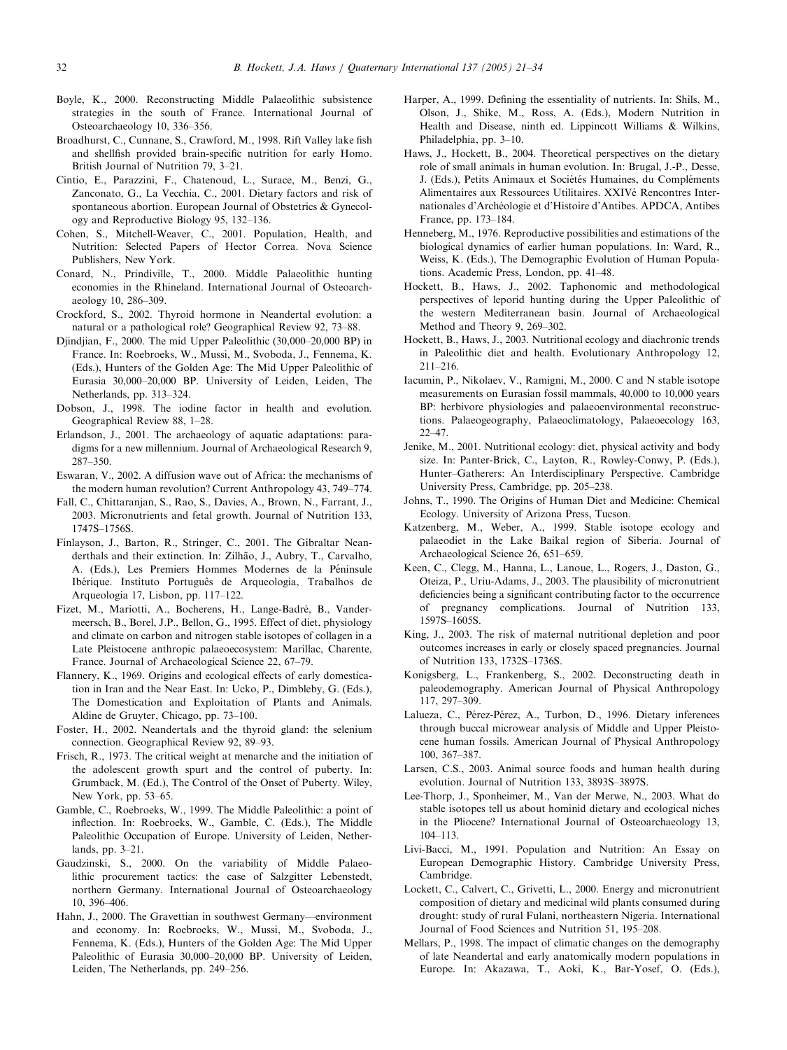Boyle, K., 2000. Reconstructing Middle Palaeolithic subsistence strategies in the south of France. International Journal of Osteoarchaeology 10, 336–356.

Broadhurst, C., Cunnane, S., Crawford, M., 1998. Rift Valley lake fish and shellfish provided brain-specific nutrition for early Homo. British Journal of Nutrition 79, 3–21.

Cintio, E., Parazzini, F., Chatenoud, L., Surace, M., Benzi, G., Zanconato, G., La Vecchia, C., 2001. Dietary factors and risk of spontaneous abortion. European Journal of Obstetrics & Gynecology and Reproductive Biology 95, 132–136.

Cohen, S., Mitchell-Weaver, C., 2001. Population, Health, and Nutrition: Selected Papers of Hector Correa. Nova Science Publishers, New York.

Conard, N., Prindiville, T., 2000. Middle Palaeolithic hunting economies in the Rhineland. International Journal of Osteoarchaeology 10, 286–309.

Crockford, S., 2002. Thyroid hormone in Neandertal evolution: a natural or a pathological role? Geographical Review 92, 73–88.

Djindjian, F., 2000. The mid Upper Paleolithic (30,000–20,000 BP) in France. In: Roebroeks, W., Mussi, M., Svoboda, J., Fennema, K. (Eds.), Hunters of the Golden Age: The Mid Upper Paleolithic of Eurasia 30,000–20,000 BP. University of Leiden, Leiden, The Netherlands, pp. 313–324.

Dobson, J., 1998. The iodine factor in health and evolution. Geographical Review 88, 1–28.

Erlandson, J., 2001. The archaeology of aquatic adaptations: paradigms for a new millennium. Journal of Archaeological Research 9, 287–350.

Eswaran, V., 2002. A diffusion wave out of Africa: the mechanisms of the modern human revolution? Current Anthropology 43, 749–774.

Fall, C., Chittaranjan, S., Rao, S., Davies, A., Brown, N., Farrant, J., 2003. Micronutrients and fetal growth. Journal of Nutrition 133, 1747S–1756S.

Finlayson, J., Barton, R., Stringer, C., 2001. The Gibraltar Neanderthals and their extinction. In: Zilhão, J., Aubry, T., Carvalho, A. (Eds.), Les Premiers Hommes Modernes de la Péninsule Ibérique. Instituto Português de Arqueologia, Trabalhos de Arqueologia 17, Lisbon, pp. 117–122.

Fizet, M., Mariotti, A., Bocherens, H., Lange-Badré, B., Vandermeersch, B., Borel, J.P., Bellon, G., 1995. Effect of diet, physiology and climate on carbon and nitrogen stable isotopes of collagen in a Late Pleistocene anthropic palaeoecosystem: Marillac, Charente, France. Journal of Archaeological Science 22, 67–79.

Flannery, K., 1969. Origins and ecological effects of early domestication in Iran and the Near East. In: Ucko, P., Dimbleby, G. (Eds.), The Domestication and Exploitation of Plants and Animals. Aldine de Gruyter, Chicago, pp. 73–100.

Foster, H., 2002. Neandertals and the thyroid gland: the selenium connection. Geographical Review 92, 89–93.

Frisch, R., 1973. The critical weight at menarche and the initiation of the adolescent growth spurt and the control of puberty. In: Grumback, M. (Ed.), The Control of the Onset of Puberty. Wiley, New York, pp. 53–65.

Gamble, C., Roebroeks, W., 1999. The Middle Paleolithic: a point of inflection. In: Roebroeks, W., Gamble, C. (Eds.), The Middle Paleolithic Occupation of Europe. University of Leiden, Netherlands, pp. 3–21.

Gaudzinski, S., 2000. On the variability of Middle Palaeolithic procurement tactics: the case of Salzgitter Lebenstedt, northern Germany. International Journal of Osteoarchaeology 10, 396–406.

Hahn, J., 2000. The Gravettian in southwest Germany—environment and economy. In: Roebroeks, W., Mussi, M., Svoboda, J., Fennema, K. (Eds.), Hunters of the Golden Age: The Mid Upper Paleolithic of Eurasia 30,000–20,000 BP. University of Leiden, Leiden, The Netherlands, pp. 249–256.

Harper, A., 1999. Defining the essentiality of nutrients. In: Shils, M., Olson, J., Shike, M., Ross, A. (Eds.), Modern Nutrition in Health and Disease, ninth ed. Lippincott Williams & Wilkins, Philadelphia, pp. 3–10.

Haws, J., Hockett, B., 2004. Theoretical perspectives on the dietary role of small animals in human evolution. In: Brugal, J.-P., Desse, J. (Eds.), Petits Animaux et Sociétés Humaines, du Compléments Alimentaires aux Ressources Utilitaires. XXIVé Rencontres Internationales d'Archéologie et d'Histoire d'Antibes. APDCA, Antibes France, pp. 173–184.

Henneberg, M., 1976. Reproductive possibilities and estimations of the biological dynamics of earlier human populations. In: Ward, R., Weiss, K. (Eds.), The Demographic Evolution of Human Populations. Academic Press, London, pp. 41–48.

Hockett, B., Haws, J., 2002. Taphonomic and methodological perspectives of leporid hunting during the Upper Paleolithic of the western Mediterranean basin. Journal of Archaeological Method and Theory 9, 269–302.

Hockett, B., Haws, J., 2003. Nutritional ecology and diachronic trends in Paleolithic diet and health. Evolutionary Anthropology 12, 211–216.

Iacumin, P., Nikolaev, V., Ramigni, M., 2000. C and N stable isotope measurements on Eurasian fossil mammals, 40,000 to 10,000 years BP: herbivore physiologies and palaeoenvironmental reconstructions. Palaeogeography, Palaeoclimatology, Palaeoecology 163, 22–47.

Jenike, M., 2001. Nutritional ecology: diet, physical activity and body size. In: Panter-Brick, C., Layton, R., Rowley-Conwy, P. (Eds.), Hunter–Gatherers: An Interdisciplinary Perspective. Cambridge University Press, Cambridge, pp. 205–238.

Johns, T., 1990. The Origins of Human Diet and Medicine: Chemical Ecology. University of Arizona Press, Tucson.

Katzenberg, M., Weber, A., 1999. Stable isotope ecology and palaeodiet in the Lake Baikal region of Siberia. Journal of Archaeological Science 26, 651–659.

Keen, C., Clegg, M., Hanna, L., Lanoue, L., Rogers, J., Daston, G., Oteiza, P., Uriu-Adams, J., 2003. The plausibility of micronutrient deficiencies being a significant contributing factor to the occurrence of pregnancy complications. Journal of Nutrition 133, 1597S–1605S.

King, J., 2003. The risk of maternal nutritional depletion and poor outcomes increases in early or closely spaced pregnancies. Journal of Nutrition 133, 1732S–1736S.

Konigsberg, L., Frankenberg, S., 2002. Deconstructing death in paleodemography. American Journal of Physical Anthropology 117, 297–309.

Lalueza, C., Pérez-Pérez, A., Turbon, D., 1996. Dietary inferences through buccal microwear analysis of Middle and Upper Pleistocene human fossils. American Journal of Physical Anthropology 100, 367–387.

Larsen, C.S., 2003. Animal source foods and human health during evolution. Journal of Nutrition 133, 3893S–3897S.

Lee-Thorp, J., Sponheimer, M., Van der Merwe, N., 2003. What do stable isotopes tell us about hominid dietary and ecological niches in the Pliocene? International Journal of Osteoarchaeology 13, 104–113.

Livi-Bacci, M., 1991. Population and Nutrition: An Essay on European Demographic History. Cambridge University Press, Cambridge.

Lockett, C., Calvert, C., Grivetti, L., 2000. Energy and micronutrient composition of dietary and medicinal wild plants consumed during drought: study of rural Fulani, northeastern Nigeria. International Journal of Food Sciences and Nutrition 51, 195–208.

Mellars, P., 1998. The impact of climatic changes on the demography of late Neandertal and early anatomically modern populations in Europe. In: Akazawa, T., Aoki, K., Bar-Yosef, O. (Eds.),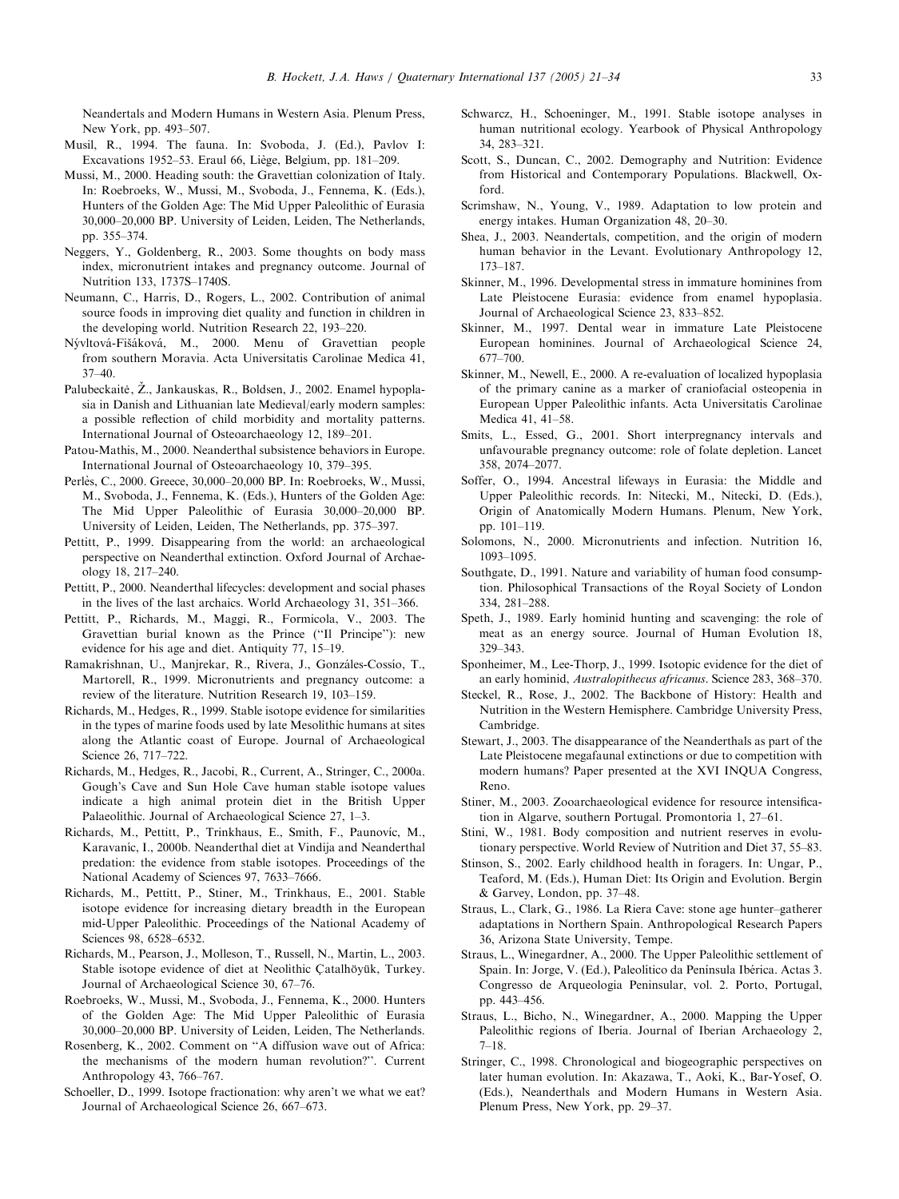Neandertals and Modern Humans in Western Asia. Plenum Press, New York, pp. 493–507.

Musil, R., 1994. The fauna. In: Svoboda, J. (Ed.), Pavlov I: Excavations 1952–53. Eraul 66, Liège, Belgium, pp. 181–209.

Mussi, M., 2000. Heading south: the Gravettian colonization of Italy. In: Roebroeks, W., Mussi, M., Svoboda, J., Fennema, K. (Eds.), Hunters of the Golden Age: The Mid Upper Paleolithic of Eurasia 30,000–20,000 BP. University of Leiden, Leiden, The Netherlands, pp. 355–374.

Neggers, Y., Goldenberg, R., 2003. Some thoughts on body mass index, micronutrient intakes and pregnancy outcome. Journal of Nutrition 133, 1737S–1740S.

Neumann, C., Harris, D., Rogers, L., 2002. Contribution of animal source foods in improving diet quality and function in children in the developing world. Nutrition Research 22, 193–220.

Nývltová-Fišáková, M., 2000. Menu of Gravettian people from southern Moravia. Acta Universitatis Carolinae Medica 41, 37–40.

Palubeckaitė, Ž., Jankauskas, R., Boldsen, J., 2002. Enamel hypoplasia in Danish and Lithuanian late Medieval/early modern samples: a possible reflection of child morbidity and mortality patterns. International Journal of Osteoarchaeology 12, 189–201.

Patou-Mathis, M., 2000. Neanderthal subsistence behaviors in Europe. International Journal of Osteoarchaeology 10, 379–395.

Perlès, C., 2000. Greece, 30,000–20,000 BP. In: Roebroeks, W., Mussi, M., Svoboda, J., Fennema, K. (Eds.), Hunters of the Golden Age: The Mid Upper Paleolithic of Eurasia 30,000–20,000 BP. University of Leiden, Leiden, The Netherlands, pp. 375–397.

Pettitt, P., 1999. Disappearing from the world: an archaeological perspective on Neanderthal extinction. Oxford Journal of Archaeology 18, 217–240.

Pettitt, P., 2000. Neanderthal lifecycles: development and social phases in the lives of the last archaics. World Archaeology 31, 351–366.

Pettitt, P., Richards, M., Maggi, R., Formicola, V., 2003. The Gravettian burial known as the Prince ("Il Principe"): new evidence for his age and diet. Antiquity 77, 15–19.

Ramakrishnan, U., Manjrekar, R., Rivera, J., Gonzáles-Cossío, T., Martorell, R., 1999. Micronutrients and pregnancy outcome: a review of the literature. Nutrition Research 19, 103–159.

Richards, M., Hedges, R., 1999. Stable isotope evidence for similarities in the types of marine foods used by late Mesolithic humans at sites along the Atlantic coast of Europe. Journal of Archaeological Science 26, 717–722.

Richards, M., Hedges, R., Jacobi, R., Current, A., Stringer, C., 2000a. Gough's Cave and Sun Hole Cave human stable isotope values indicate a high animal protein diet in the British Upper Palaeolithic. Journal of Archaeological Science 27, 1–3.

Richards, M., Pettitt, P., Trinkhaus, E., Smith, F., Paunović, M., Karavanić, I., 2000b. Neanderthal diet at Vindija and Neanderthal predation: the evidence from stable isotopes. Proceedings of the National Academy of Sciences 97, 7633–7666.

Richards, M., Pettitt, P., Stiner, M., Trinkhaus, E., 2001. Stable isotope evidence for increasing dietary breadth in the European mid-Upper Paleolithic. Proceedings of the National Academy of Sciences 98, 6528–6532.

Richards, M., Pearson, J., Molleson, T., Russell, N., Martin, L., 2003. Stable isotope evidence of diet at Neolithic Çatalhöyük, Turkey. Journal of Archaeological Science 30, 67–76.

Roebroeks, W., Mussi, M., Svoboda, J., Fennema, K., 2000. Hunters of the Golden Age: The Mid Upper Paleolithic of Eurasia 30,000–20,000 BP. University of Leiden, Leiden, The Netherlands.

Rosenberg, K., 2002. Comment on "A diffusion wave out of Africa: the mechanisms of the modern human revolution?". Current Anthropology 43, 766–767.

Schoeller, D., 1999. Isotope fractionation: why aren't we what we eat? Journal of Archaeological Science 26, 667–673.

Schwarcz, H., Schoeninger, M., 1991. Stable isotope analyses in human nutritional ecology. Yearbook of Physical Anthropology 34, 283–321.

Scott, S., Duncan, C., 2002. Demography and Nutrition: Evidence from Historical and Contemporary Populations. Blackwell, Oxford.

Scrimshaw, N., Young, V., 1989. Adaptation to low protein and energy intakes. Human Organization 48, 20–30.

Shea, J., 2003. Neandertals, competition, and the origin of modern human behavior in the Levant. Evolutionary Anthropology 12, 173–187.

Skinner, M., 1996. Developmental stress in immature hominines from Late Pleistocene Eurasia: evidence from enamel hypoplasia. Journal of Archaeological Science 23, 833–852.

Skinner, M., 1997. Dental wear in immature Late Pleistocene European hominines. Journal of Archaeological Science 24, 677–700.

Skinner, M., Newell, E., 2000. A re-evaluation of localized hypoplasia of the primary canine as a marker of craniofacial osteopenia in European Upper Paleolithic infants. Acta Universitatis Carolinae Medica 41, 41–58.

Smits, L., Essed, G., 2001. Short interpregnancy intervals and unfavourable pregnancy outcome: role of folate depletion. Lancet 358, 2074–2077.

Soffer, O., 1994. Ancestral lifeways in Eurasia: the Middle and Upper Paleolithic records. In: Nitecki, M., Nitecki, D. (Eds.), Origin of Anatomically Modern Humans. Plenum, New York, pp. 101–119.

Solomons, N., 2000. Micronutrients and infection. Nutrition 16, 1093–1095.

Southgate, D., 1991. Nature and variability of human food consumption. Philosophical Transactions of the Royal Society of London 334, 281–288.

Speth, J., 1989. Early hominid hunting and scavenging: the role of meat as an energy source. Journal of Human Evolution 18, 329–343.

Sponheimer, M., Lee-Thorp, J., 1999. Isotopic evidence for the diet of an early hominid, *Australopithecus africanus*. Science 283, 368–370.

Steckel, R., Rose, J., 2002. The Backbone of History: Health and Nutrition in the Western Hemisphere. Cambridge University Press, Cambridge.

Stewart, J., 2003. The disappearance of the Neanderthals as part of the Late Pleistocene megafaunal extinctions or due to competition with modern humans? Paper presented at the XVI INQUA Congress, Reno.

Stiner, M., 2003. Zooarchaeological evidence for resource intensification in Algarve, southern Portugal. Promontoria 1, 27–61.

Stini, W., 1981. Body composition and nutrient reserves in evolutionary perspective. World Review of Nutrition and Diet 37, 55–83.

Stinson, S., 2002. Early childhood health in foragers. In: Ungar, P., Teaford, M. (Eds.), Human Diet: Its Origin and Evolution. Bergin & Garvey, London, pp. 37–48.

Straus, L., Clark, G., 1986. La Riera Cave: stone age hunter–gatherer adaptations in Northern Spain. Anthropological Research Papers 36, Arizona State University, Tempe.

Straus, L., Winegardner, A., 2000. The Upper Paleolithic settlement of Spain. In: Jorge, V. (Ed.), Paleolítico da Península Ibérica. Actas 3. Congresso de Arqueologia Peninsular, vol. 2. Porto, Portugal, pp. 443–456.

Straus, L., Bicho, N., Winegardner, A., 2000. Mapping the Upper Paleolithic regions of Iberia. Journal of Iberian Archaeology 2, 7–18.

Stringer, C., 1998. Chronological and biogeographic perspectives on later human evolution. In: Akazawa, T., Aoki, K., Bar-Yosef, O. (Eds.), Neanderthals and Modern Humans in Western Asia. Plenum Press, New York, pp. 29–37.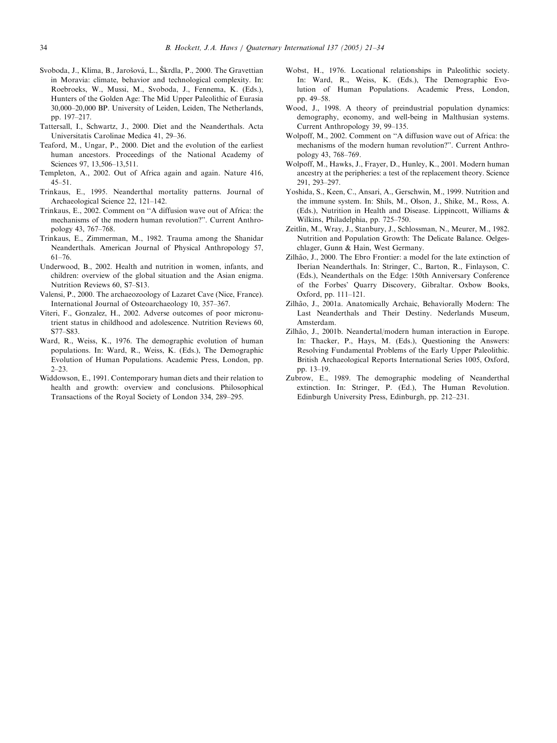Svoboda, J., Klíma, B., Jarošová, L., Škrdla, P., 2000. The Gravettian in Moravia: climate, behavior and technological complexity. In: Roebroeks, W., Mussi, M., Svoboda, J., Fennema, K. (Eds.), Hunters of the Golden Age: The Mid Upper Paleolithic of Eurasia 30,000–20,000 BP. University of Leiden, Leiden, The Netherlands, pp. 197–217.

Tattersall, I., Schwartz, J., 2000. Diet and the Neanderthals. Acta Universitatis Carolinae Medica 41, 29–36.

Teaford, M., Ungar, P., 2000. Diet and the evolution of the earliest human ancestors. Proceedings of the National Academy of Sciences 97, 13,506–13,511.

Templeton, A., 2002. Out of Africa again and again. Nature 416, 45–51.

Trinkaus, E., 1995. Neanderthal mortality patterns. Journal of Archaeological Science 22, 121–142.

Trinkaus, E., 2002. Comment on "A diffusion wave out of Africa: the mechanisms of the modern human revolution?". Current Anthropology 43, 767–768.

Trinkaus, E., Zimmerman, M., 1982. Trauma among the Shanidar Neanderthals. American Journal of Physical Anthropology 57, 61–76.

Underwood, B., 2002. Health and nutrition in women, infants, and children: overview of the global situation and the Asian enigma. Nutrition Reviews 60, S7–S13.

Valensi, P., 2000. The archaeozoology of Lazaret Cave (Nice, France). International Journal of Osteoarchaeology 10, 357–367.

Viteri, F., Gonzalez, H., 2002. Adverse outcomes of poor micronutrient status in childhood and adolescence. Nutrition Reviews 60, S77–S83.

Ward, R., Weiss, K., 1976. The demographic evolution of human populations. In: Ward, R., Weiss, K. (Eds.), The Demographic Evolution of Human Populations. Academic Press, London, pp. 2–23.

Widdowson, E., 1991. Contemporary human diets and their relation to health and growth: overview and conclusions. Philosophical Transactions of the Royal Society of London 334, 289–295.

Wobst, H., 1976. Locational relationships in Paleolithic society. In: Ward, R., Weiss, K. (Eds.), The Demographic Evolution of Human Populations. Academic Press, London, pp. 49–58.

Wood, J., 1998. A theory of preindustrial population dynamics: demography, economy, and well-being in Malthusian systems. Current Anthropology 39, 99–135.

Wolpoff, M., 2002. Comment on "A diffusion wave out of Africa: the mechanisms of the modern human revolution?". Current Anthropology 43, 768–769.

Wolpoff, M., Hawks, J., Frayer, D., Hunley, K., 2001. Modern human ancestry at the peripheries: a test of the replacement theory. Science 291, 293–297.

Yoshida, S., Keen, C., Ansari, A., Gerschwin, M., 1999. Nutrition and the immune system. In: Shils, M., Olson, J., Shike, M., Ross, A. (Eds.), Nutrition in Health and Disease. Lippincott, Williams & Wilkins, Philadelphia, pp. 725–750.

Zeitlin, M., Wray, J., Stanbury, J., Schlossman, N., Meurer, M., 1982. Nutrition and Population Growth: The Delicate Balance. Oelgeschlager, Gunn & Hain, West Germany.

Zilhão, J., 2000. The Ebro Frontier: a model for the late extinction of Iberian Neanderthals. In: Stringer, C., Barton, R., Finlayson, C. (Eds.), Neanderthals on the Edge: 150th Anniversary Conference of the Forbes' Quarry Discovery, Gibraltar. Oxbow Books, Oxford, pp. 111–121.

Zilhão, J., 2001a. Anatomically Archaic, Behaviorally Modern: The Last Neanderthals and Their Destiny. Nederlands Museum, Amsterdam.

Zilhão, J., 2001b. Neandertal/modern human interaction in Europe. In: Thacker, P., Hays, M. (Eds.), Questioning the Answers: Resolving Fundamental Problems of the Early Upper Paleolithic. British Archaeological Reports International Series 1005, Oxford, pp. 13–19.

Zubrow, E., 1989. The demographic modeling of Neanderthal extinction. In: Stringer, P. (Ed.), The Human Revolution. Edinburgh University Press, Edinburgh, pp. 212–231.